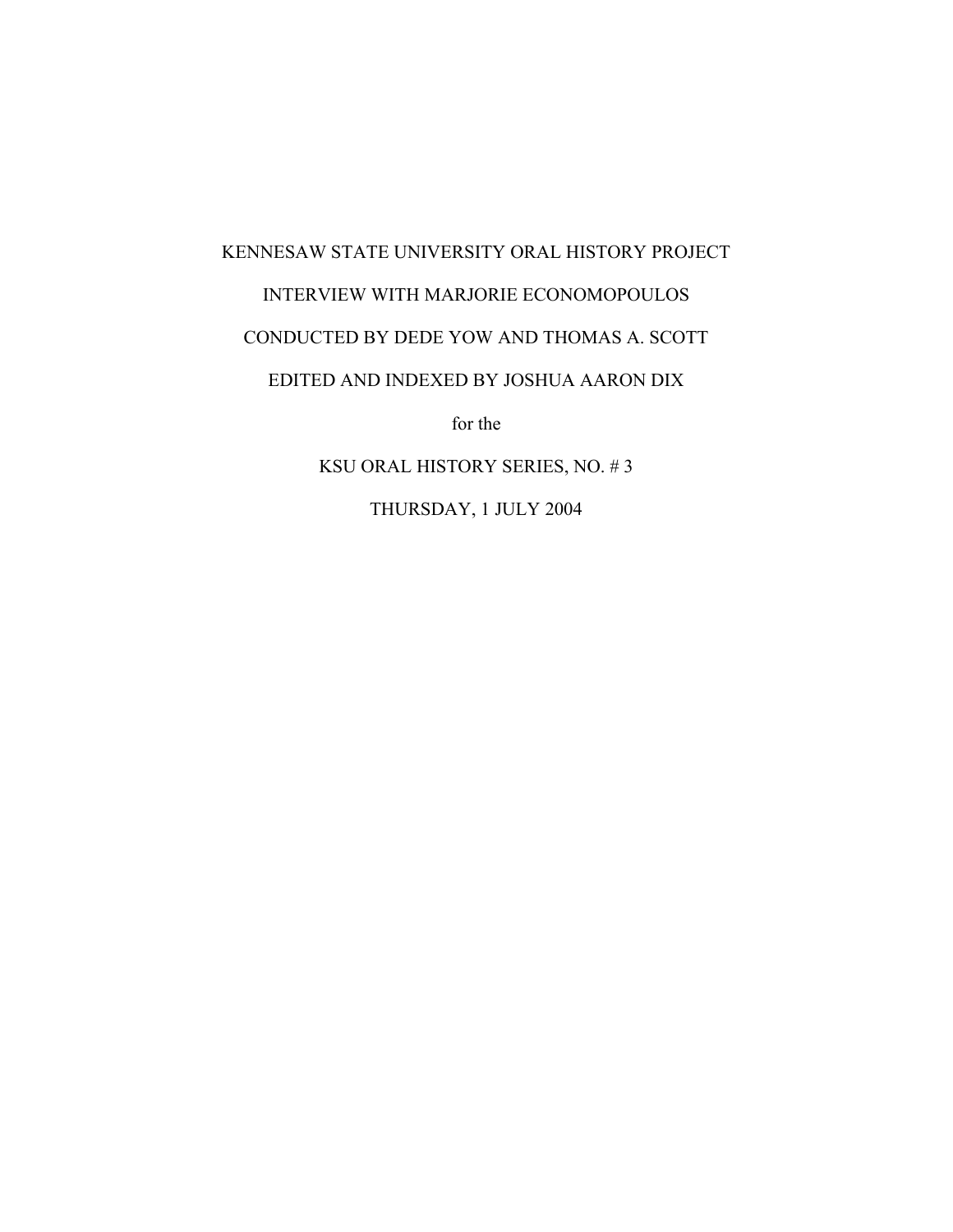KENNESAW STATE UNIVERSITY ORAL HISTORY PROJECT

INTERVIEW WITH MARJORIE ECONOMOPOULOS

CONDUCTED BY DEDE YOW AND THOMAS A. SCOTT

EDITED AND INDEXED BY JOSHUA AARON DIX

for the

KSU ORAL HISTORY SERIES, NO. # 3

THURSDAY, 1 JULY 2004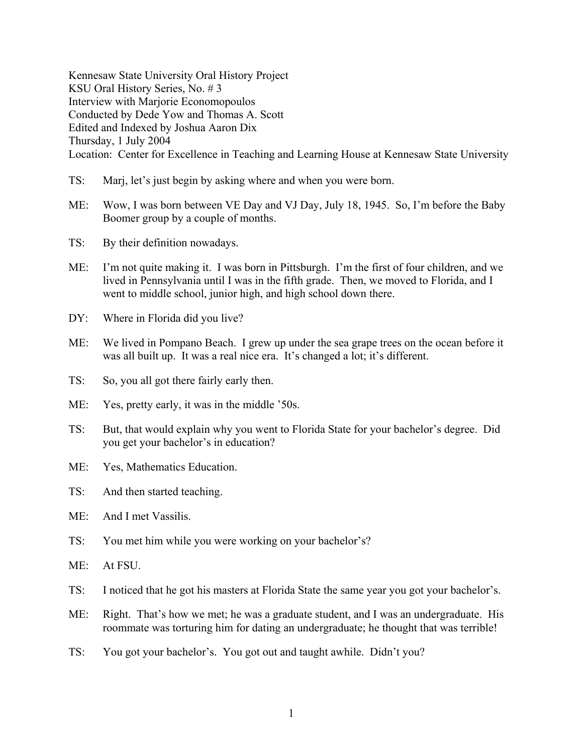Kennesaw State University Oral History Project
KSU Oral History Series, No. # 3
Interview with Marjorie Economopoulos
Conducted by Dede Yow and Thomas A. Scott
Edited and Indexed by Joshua Aaron Dix
Thursday, 1 July 2004
Location: Center for Excellence in Teaching and Learning House at Kennesaw State University

TS: Marj, let's just begin by asking where and when you were born.

ME: Wow, I was born between VE Day and VJ Day, July 18, 1945. So, I'm before the Baby Boomer group by a couple of months.

TS: By their definition nowadays.

ME: I'm not quite making it. I was born in Pittsburgh. I'm the first of four children, and we lived in Pennsylvania until I was in the fifth grade. Then, we moved to Florida, and I went to middle school, junior high, and high school down there.

DY: Where in Florida did you live?

ME: We lived in Pompano Beach. I grew up under the sea grape trees on the ocean before it was all built up. It was a real nice era. It's changed a lot; it's different.

TS: So, you all got there fairly early then.

ME: Yes, pretty early, it was in the middle '50s.

TS: But, that would explain why you went to Florida State for your bachelor's degree. Did you get your bachelor's in education?

ME: Yes, Mathematics Education.

TS: And then started teaching.

ME: And I met Vassilis.

TS: You met him while you were working on your bachelor's?

ME: At FSU.

TS: I noticed that he got his masters at Florida State the same year you got your bachelor's.

ME: Right. That's how we met; he was a graduate student, and I was an undergraduate. His roommate was torturing him for dating an undergraduate; he thought that was terrible!

TS: You got your bachelor's. You got out and taught awhile. Didn't you?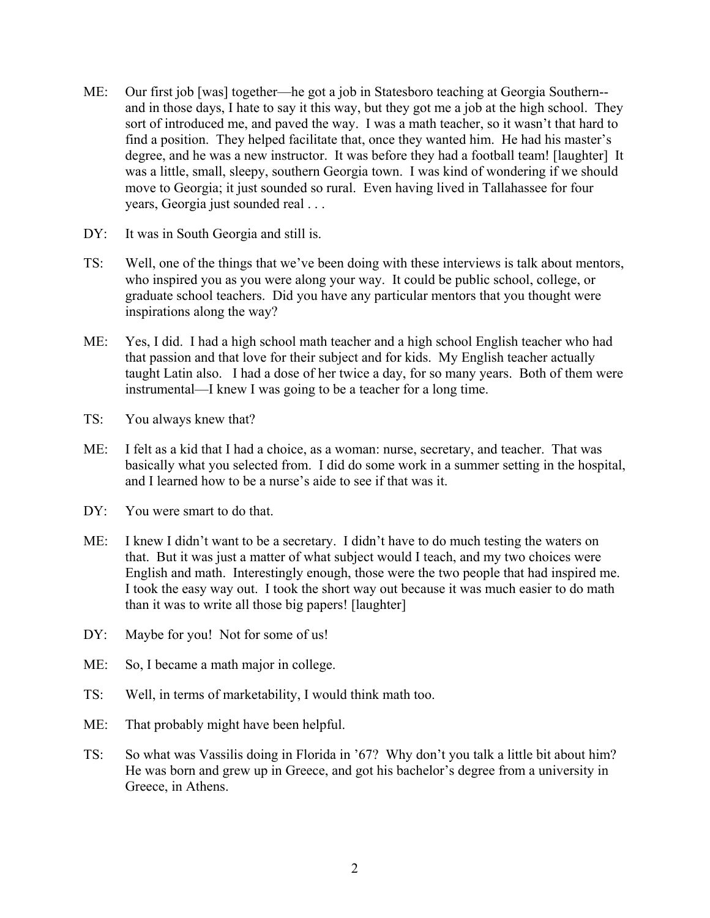ME: Our first job [was] together—he got a job in Statesboro teaching at Georgia Southern--and in those days, I hate to say it this way, but they got me a job at the high school. They sort of introduced me, and paved the way. I was a math teacher, so it wasn't that hard to find a position. They helped facilitate that, once they wanted him. He had his master's degree, and he was a new instructor. It was before they had a football team! [laughter] It was a little, small, sleepy, southern Georgia town. I was kind of wondering if we should move to Georgia; it just sounded so rural. Even having lived in Tallahassee for four years, Georgia just sounded real . . .

DY: It was in South Georgia and still is.

TS: Well, one of the things that we've been doing with these interviews is talk about mentors, who inspired you as you were along your way. It could be public school, college, or graduate school teachers. Did you have any particular mentors that you thought were inspirations along the way?

ME: Yes, I did. I had a high school math teacher and a high school English teacher who had that passion and that love for their subject and for kids. My English teacher actually taught Latin also. I had a dose of her twice a day, for so many years. Both of them were instrumental—I knew I was going to be a teacher for a long time.

TS: You always knew that?

ME: I felt as a kid that I had a choice, as a woman: nurse, secretary, and teacher. That was basically what you selected from. I did do some work in a summer setting in the hospital, and I learned how to be a nurse's aide to see if that was it.

DY: You were smart to do that.

ME: I knew I didn't want to be a secretary. I didn't have to do much testing the waters on that. But it was just a matter of what subject would I teach, and my two choices were English and math. Interestingly enough, those were the two people that had inspired me. I took the easy way out. I took the short way out because it was much easier to do math than it was to write all those big papers! [laughter]

DY: Maybe for you! Not for some of us!

ME: So, I became a math major in college.

TS: Well, in terms of marketability, I would think math too.

ME: That probably might have been helpful.

TS: So what was Vassilis doing in Florida in '67? Why don't you talk a little bit about him? He was born and grew up in Greece, and got his bachelor's degree from a university in Greece, in Athens.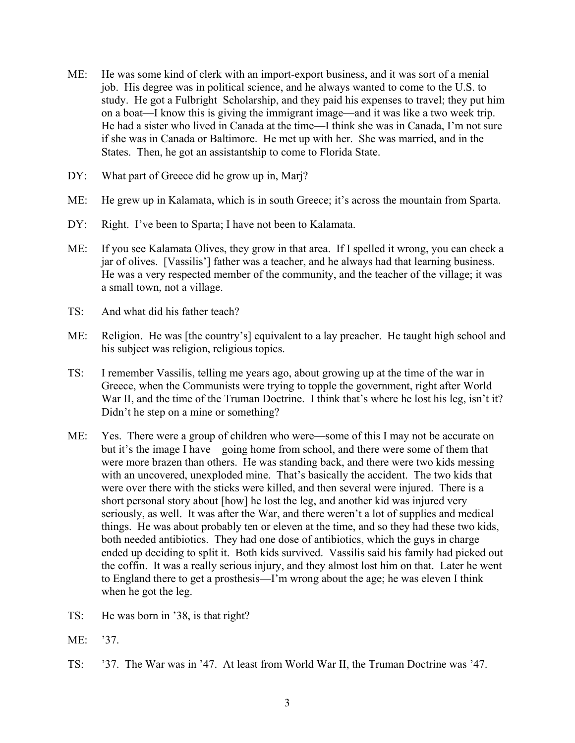ME: He was some kind of clerk with an import-export business, and it was sort of a menial job. His degree was in political science, and he always wanted to come to the U.S. to study. He got a Fulbright Scholarship, and they paid his expenses to travel; they put him on a boat—I know this is giving the immigrant image—and it was like a two week trip. He had a sister who lived in Canada at the time—I think she was in Canada, I'm not sure if she was in Canada or Baltimore. He met up with her. She was married, and in the States. Then, he got an assistantship to come to Florida State.

DY: What part of Greece did he grow up in, Marj?

ME: He grew up in Kalamata, which is in south Greece; it's across the mountain from Sparta.

DY: Right. I've been to Sparta; I have not been to Kalamata.

ME: If you see Kalamata Olives, they grow in that area. If I spelled it wrong, you can check a jar of olives. [Vassilis'] father was a teacher, and he always had that learning business. He was a very respected member of the community, and the teacher of the village; it was a small town, not a village.

TS: And what did his father teach?

ME: Religion. He was [the country's] equivalent to a lay preacher. He taught high school and his subject was religion, religious topics.

TS: I remember Vassilis, telling me years ago, about growing up at the time of the war in Greece, when the Communists were trying to topple the government, right after World War II, and the time of the Truman Doctrine. I think that's where he lost his leg, isn't it? Didn't he step on a mine or something?

ME: Yes. There were a group of children who were—some of this I may not be accurate on but it's the image I have—going home from school, and there were some of them that were more brazen than others. He was standing back, and there were two kids messing with an uncovered, unexploded mine. That's basically the accident. The two kids that were over there with the sticks were killed, and then several were injured. There is a short personal story about [how] he lost the leg, and another kid was injured very seriously, as well. It was after the War, and there weren't a lot of supplies and medical things. He was about probably ten or eleven at the time, and so they had these two kids, both needed antibiotics. They had one dose of antibiotics, which the guys in charge ended up deciding to split it. Both kids survived. Vassilis said his family had picked out the coffin. It was a really serious injury, and they almost lost him on that. Later he went to England there to get a prosthesis—I'm wrong about the age; he was eleven I think when he got the leg.

TS: He was born in '38, is that right?

ME: '37.

TS: '37. The War was in '47. At least from World War II, the Truman Doctrine was '47.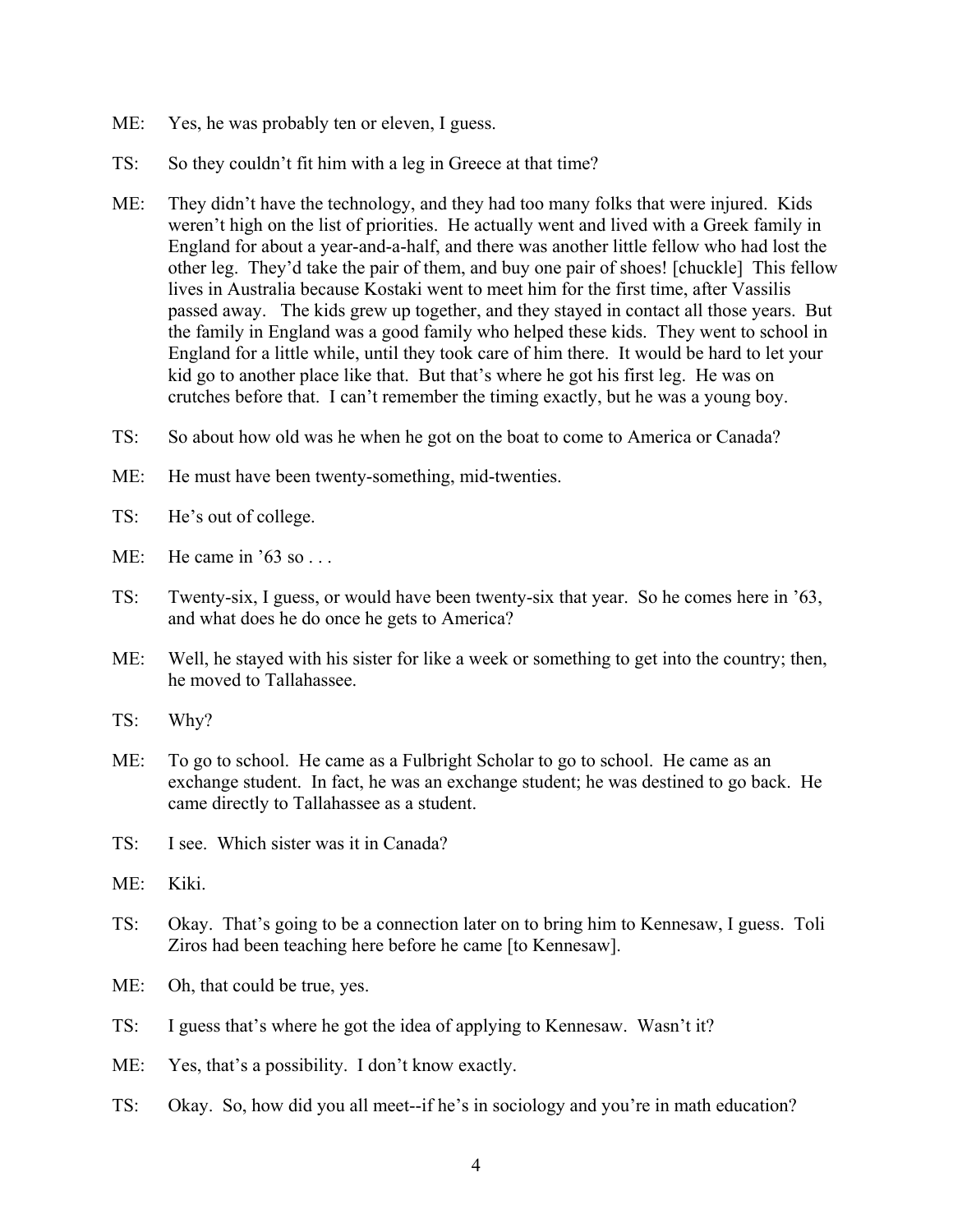ME: Yes, he was probably ten or eleven, I guess.

TS: So they couldn't fit him with a leg in Greece at that time?

ME: They didn't have the technology, and they had too many folks that were injured. Kids weren't high on the list of priorities. He actually went and lived with a Greek family in England for about a year-and-a-half, and there was another little fellow who had lost the other leg. They'd take the pair of them, and buy one pair of shoes! [chuckle] This fellow lives in Australia because Kostaki went to meet him for the first time, after Vassilis passed away. The kids grew up together, and they stayed in contact all those years. But the family in England was a good family who helped these kids. They went to school in England for a little while, until they took care of him there. It would be hard to let your kid go to another place like that. But that's where he got his first leg. He was on crutches before that. I can't remember the timing exactly, but he was a young boy.

TS: So about how old was he when he got on the boat to come to America or Canada?

ME: He must have been twenty-something, mid-twenties.

TS: He's out of college.

ME: He came in '63 so . . .

TS: Twenty-six, I guess, or would have been twenty-six that year. So he comes here in '63, and what does he do once he gets to America?

ME: Well, he stayed with his sister for like a week or something to get into the country; then, he moved to Tallahassee.

TS: Why?

ME: To go to school. He came as a Fulbright Scholar to go to school. He came as an exchange student. In fact, he was an exchange student; he was destined to go back. He came directly to Tallahassee as a student.

TS: I see. Which sister was it in Canada?

ME: Kiki.

TS: Okay. That's going to be a connection later on to bring him to Kennesaw, I guess. Toli Ziros had been teaching here before he came [to Kennesaw].

ME: Oh, that could be true, yes.

TS: I guess that's where he got the idea of applying to Kennesaw. Wasn't it?

ME: Yes, that's a possibility. I don't know exactly.

TS: Okay. So, how did you all meet--if he's in sociology and you're in math education?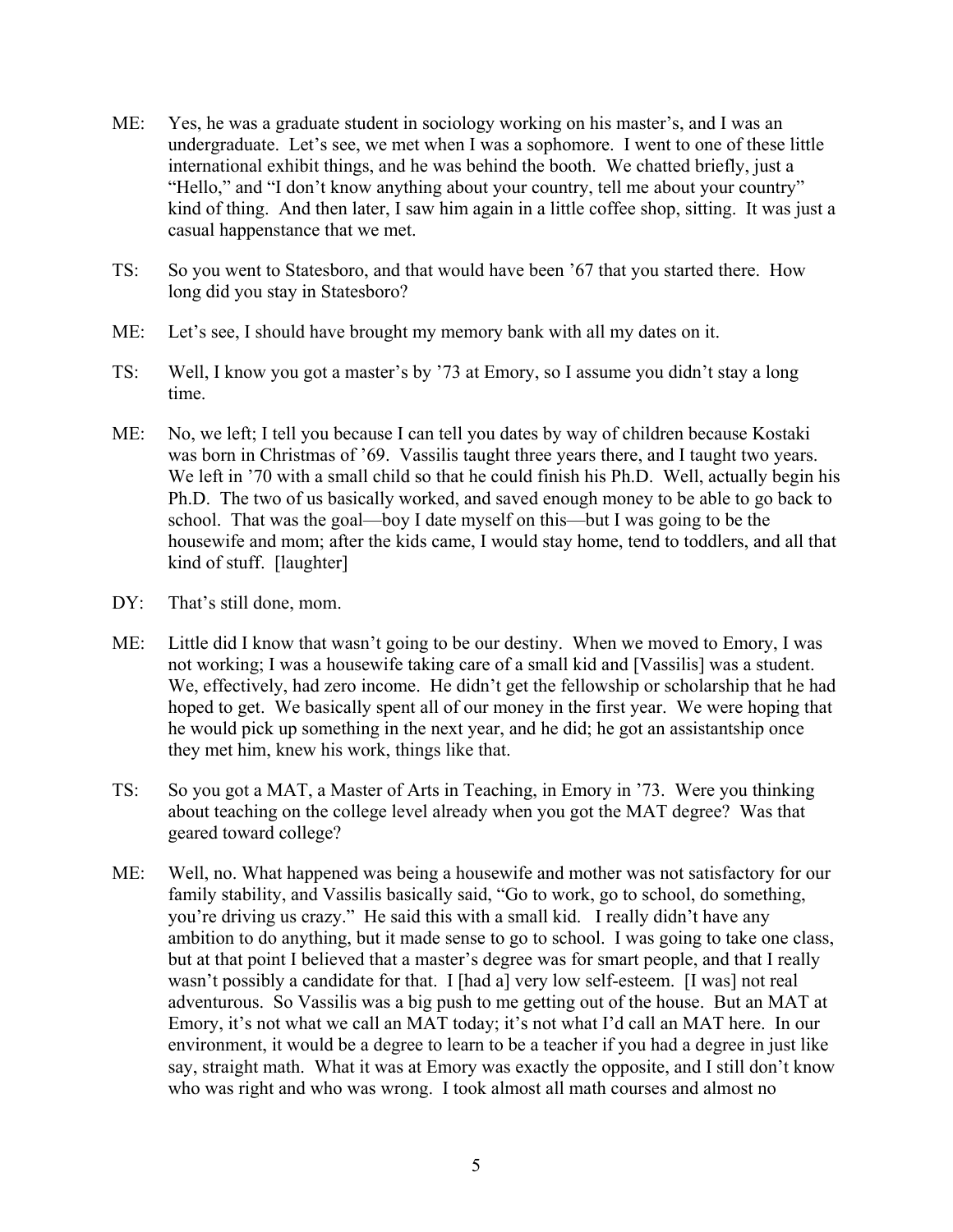ME: Yes, he was a graduate student in sociology working on his master's, and I was an undergraduate. Let's see, we met when I was a sophomore. I went to one of these little international exhibit things, and he was behind the booth. We chatted briefly, just a "Hello," and "I don't know anything about your country, tell me about your country" kind of thing. And then later, I saw him again in a little coffee shop, sitting. It was just a casual happenstance that we met.

TS: So you went to Statesboro, and that would have been '67 that you started there. How long did you stay in Statesboro?

ME: Let's see, I should have brought my memory bank with all my dates on it.

TS: Well, I know you got a master's by '73 at Emory, so I assume you didn't stay a long time.

ME: No, we left; I tell you because I can tell you dates by way of children because Kostaki was born in Christmas of '69. Vassilis taught three years there, and I taught two years. We left in '70 with a small child so that he could finish his Ph.D. Well, actually begin his Ph.D. The two of us basically worked, and saved enough money to be able to go back to school. That was the goal—boy I date myself on this—but I was going to be the housewife and mom; after the kids came, I would stay home, tend to toddlers, and all that kind of stuff. [laughter]

DY: That's still done, mom.

ME: Little did I know that wasn't going to be our destiny. When we moved to Emory, I was not working; I was a housewife taking care of a small kid and [Vassilis] was a student. We, effectively, had zero income. He didn't get the fellowship or scholarship that he had hoped to get. We basically spent all of our money in the first year. We were hoping that he would pick up something in the next year, and he did; he got an assistantship once they met him, knew his work, things like that.

TS: So you got a MAT, a Master of Arts in Teaching, in Emory in '73. Were you thinking about teaching on the college level already when you got the MAT degree? Was that geared toward college?

ME: Well, no. What happened was being a housewife and mother was not satisfactory for our family stability, and Vassilis basically said, "Go to work, go to school, do something, you're driving us crazy." He said this with a small kid. I really didn't have any ambition to do anything, but it made sense to go to school. I was going to take one class, but at that point I believed that a master's degree was for smart people, and that I really wasn't possibly a candidate for that. I [had a] very low self-esteem. [I was] not real adventurous. So Vassilis was a big push to me getting out of the house. But an MAT at Emory, it's not what we call an MAT today; it's not what I'd call an MAT here. In our environment, it would be a degree to learn to be a teacher if you had a degree in just like say, straight math. What it was at Emory was exactly the opposite, and I still don't know who was right and who was wrong. I took almost all math courses and almost no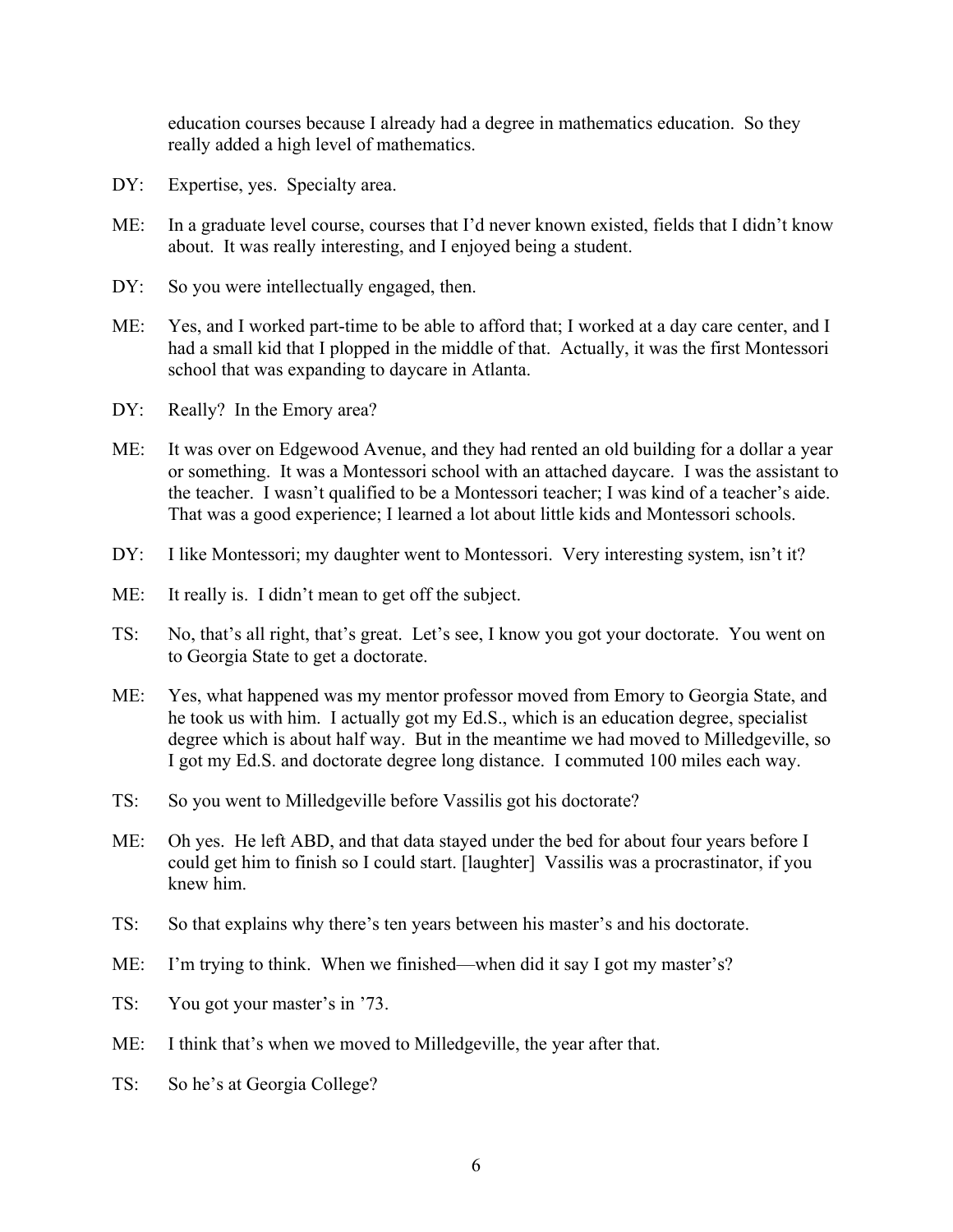education courses because I already had a degree in mathematics education. So they really added a high level of mathematics.

DY: Expertise, yes. Specialty area.

ME: In a graduate level course, courses that I'd never known existed, fields that I didn't know about. It was really interesting, and I enjoyed being a student.

DY: So you were intellectually engaged, then.

ME: Yes, and I worked part-time to be able to afford that; I worked at a day care center, and I had a small kid that I plopped in the middle of that. Actually, it was the first Montessori school that was expanding to daycare in Atlanta.

DY: Really? In the Emory area?

ME: It was over on Edgewood Avenue, and they had rented an old building for a dollar a year or something. It was a Montessori school with an attached daycare. I was the assistant to the teacher. I wasn't qualified to be a Montessori teacher; I was kind of a teacher's aide. That was a good experience; I learned a lot about little kids and Montessori schools.

DY: I like Montessori; my daughter went to Montessori. Very interesting system, isn't it?

ME: It really is. I didn't mean to get off the subject.

TS: No, that's all right, that's great. Let's see, I know you got your doctorate. You went on to Georgia State to get a doctorate.

ME: Yes, what happened was my mentor professor moved from Emory to Georgia State, and he took us with him. I actually got my Ed.S., which is an education degree, specialist degree which is about half way. But in the meantime we had moved to Milledgeville, so I got my Ed.S. and doctorate degree long distance. I commuted 100 miles each way.

TS: So you went to Milledgeville before Vassilis got his doctorate?

ME: Oh yes. He left ABD, and that data stayed under the bed for about four years before I could get him to finish so I could start. [laughter] Vassilis was a procrastinator, if you knew him.

TS: So that explains why there's ten years between his master's and his doctorate.

ME: I'm trying to think. When we finished—when did it say I got my master's?

TS: You got your master's in '73.

ME: I think that's when we moved to Milledgeville, the year after that.

TS: So he's at Georgia College?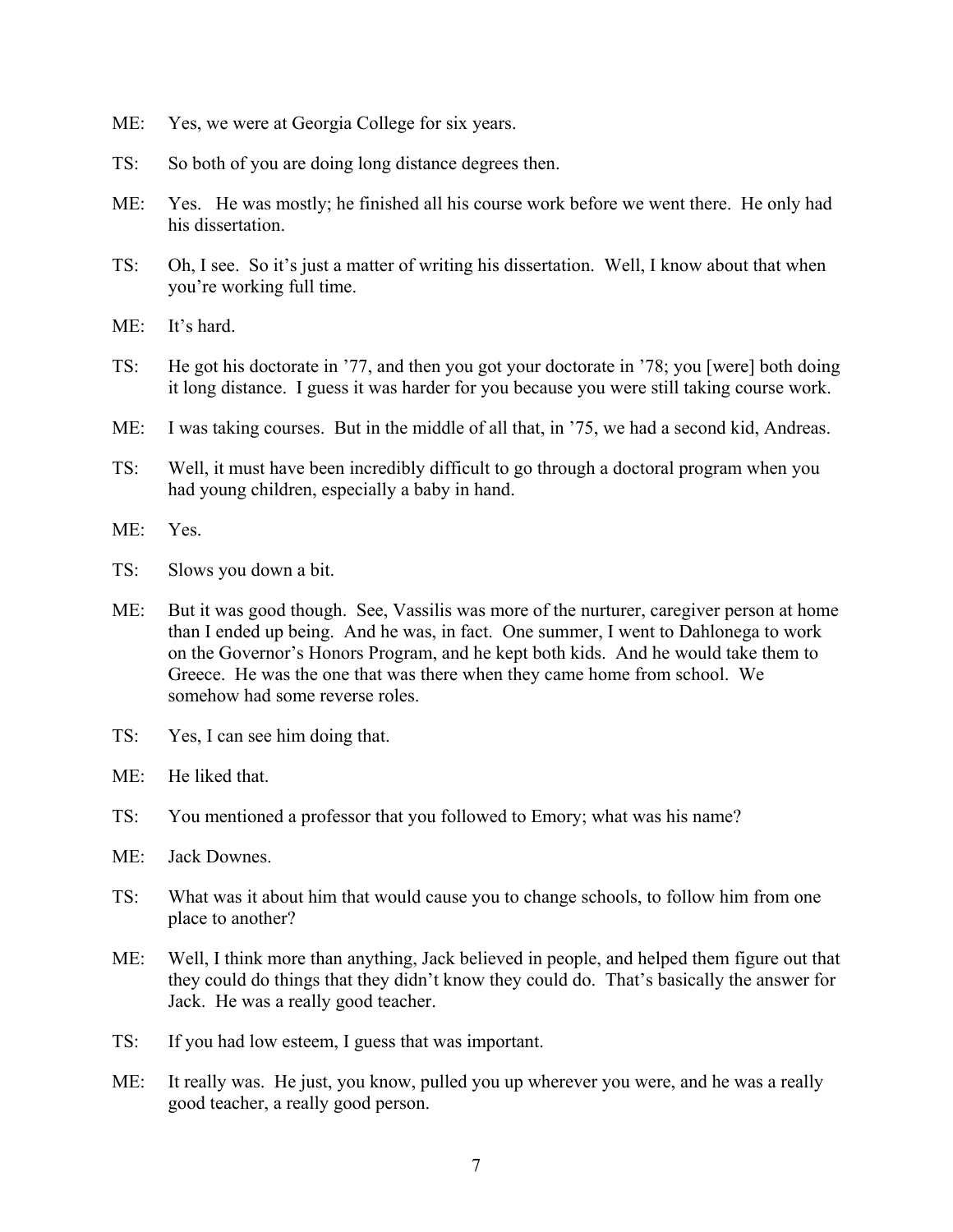ME: Yes, we were at Georgia College for six years.

TS: So both of you are doing long distance degrees then.

ME: Yes. He was mostly; he finished all his course work before we went there. He only had his dissertation.

TS: Oh, I see. So it's just a matter of writing his dissertation. Well, I know about that when you're working full time.

ME: It's hard.

TS: He got his doctorate in '77, and then you got your doctorate in '78; you [were] both doing it long distance. I guess it was harder for you because you were still taking course work.

ME: I was taking courses. But in the middle of all that, in '75, we had a second kid, Andreas.

TS: Well, it must have been incredibly difficult to go through a doctoral program when you had young children, especially a baby in hand.

ME: Yes.

TS: Slows you down a bit.

ME: But it was good though. See, Vassilis was more of the nurturer, caregiver person at home than I ended up being. And he was, in fact. One summer, I went to Dahlonega to work on the Governor's Honors Program, and he kept both kids. And he would take them to Greece. He was the one that was there when they came home from school. We somehow had some reverse roles.

TS: Yes, I can see him doing that.

ME: He liked that.

TS: You mentioned a professor that you followed to Emory; what was his name?

ME: Jack Downes.

TS: What was it about him that would cause you to change schools, to follow him from one place to another?

ME: Well, I think more than anything, Jack believed in people, and helped them figure out that they could do things that they didn't know they could do. That's basically the answer for Jack. He was a really good teacher.

TS: If you had low esteem, I guess that was important.

ME: It really was. He just, you know, pulled you up wherever you were, and he was a really good teacher, a really good person.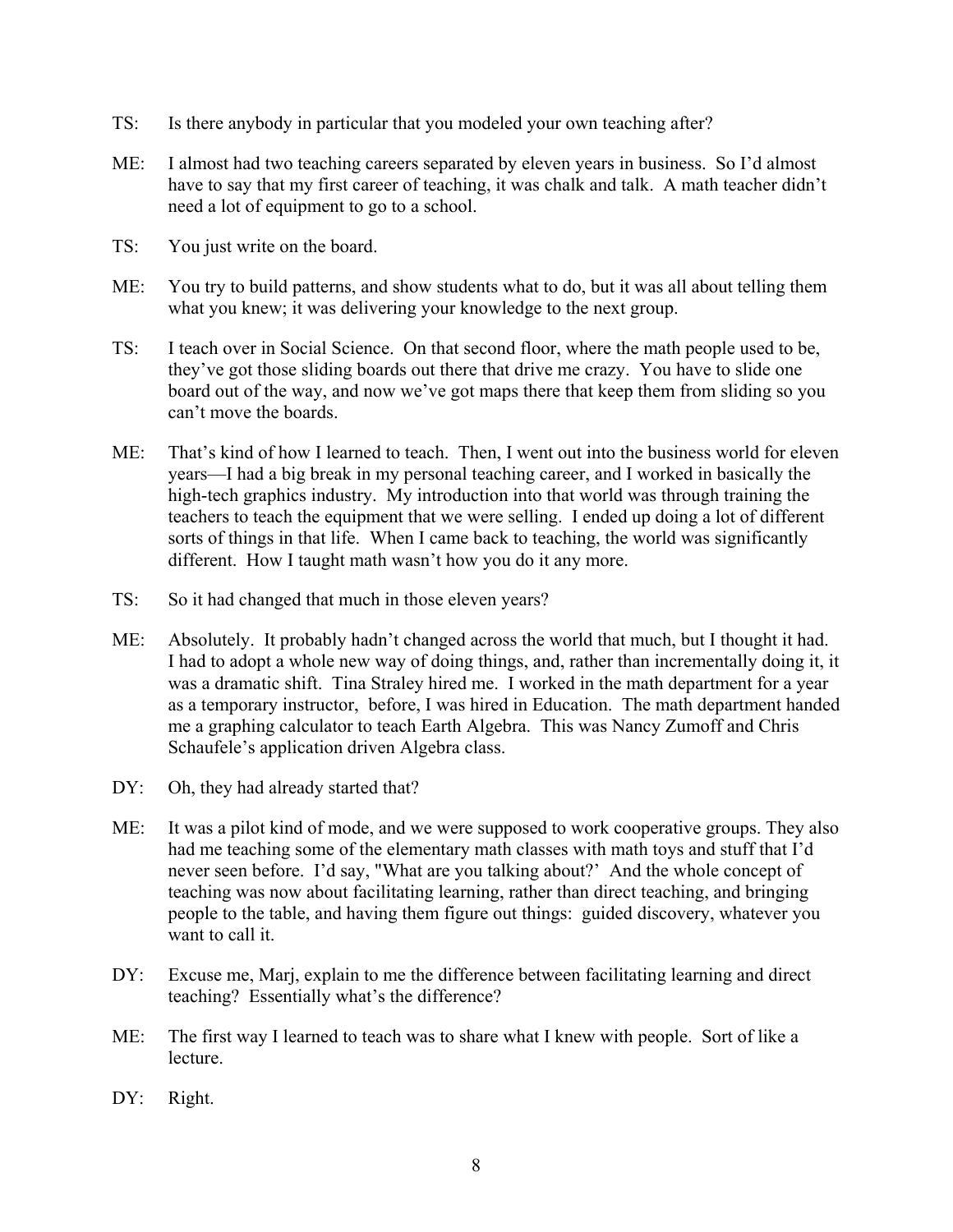TS: Is there anybody in particular that you modeled your own teaching after?

ME: I almost had two teaching careers separated by eleven years in business. So I'd almost have to say that my first career of teaching, it was chalk and talk. A math teacher didn't need a lot of equipment to go to a school.

TS: You just write on the board.

ME: You try to build patterns, and show students what to do, but it was all about telling them what you knew; it was delivering your knowledge to the next group.

TS: I teach over in Social Science. On that second floor, where the math people used to be, they've got those sliding boards out there that drive me crazy. You have to slide one board out of the way, and now we've got maps there that keep them from sliding so you can't move the boards.

ME: That's kind of how I learned to teach. Then, I went out into the business world for eleven years—I had a big break in my personal teaching career, and I worked in basically the high-tech graphics industry. My introduction into that world was through training the teachers to teach the equipment that we were selling. I ended up doing a lot of different sorts of things in that life. When I came back to teaching, the world was significantly different. How I taught math wasn't how you do it any more.

TS: So it had changed that much in those eleven years?

ME: Absolutely. It probably hadn't changed across the world that much, but I thought it had. I had to adopt a whole new way of doing things, and, rather than incrementally doing it, it was a dramatic shift. Tina Straley hired me. I worked in the math department for a year as a temporary instructor, before, I was hired in Education. The math department handed me a graphing calculator to teach Earth Algebra. This was Nancy Zumoff and Chris Schaufele's application driven Algebra class.

DY: Oh, they had already started that?

ME: It was a pilot kind of mode, and we were supposed to work cooperative groups. They also had me teaching some of the elementary math classes with math toys and stuff that I'd never seen before. I'd say, "What are you talking about?' And the whole concept of teaching was now about facilitating learning, rather than direct teaching, and bringing people to the table, and having them figure out things: guided discovery, whatever you want to call it.

DY: Excuse me, Marj, explain to me the difference between facilitating learning and direct teaching? Essentially what's the difference?

ME: The first way I learned to teach was to share what I knew with people. Sort of like a lecture.

DY: Right.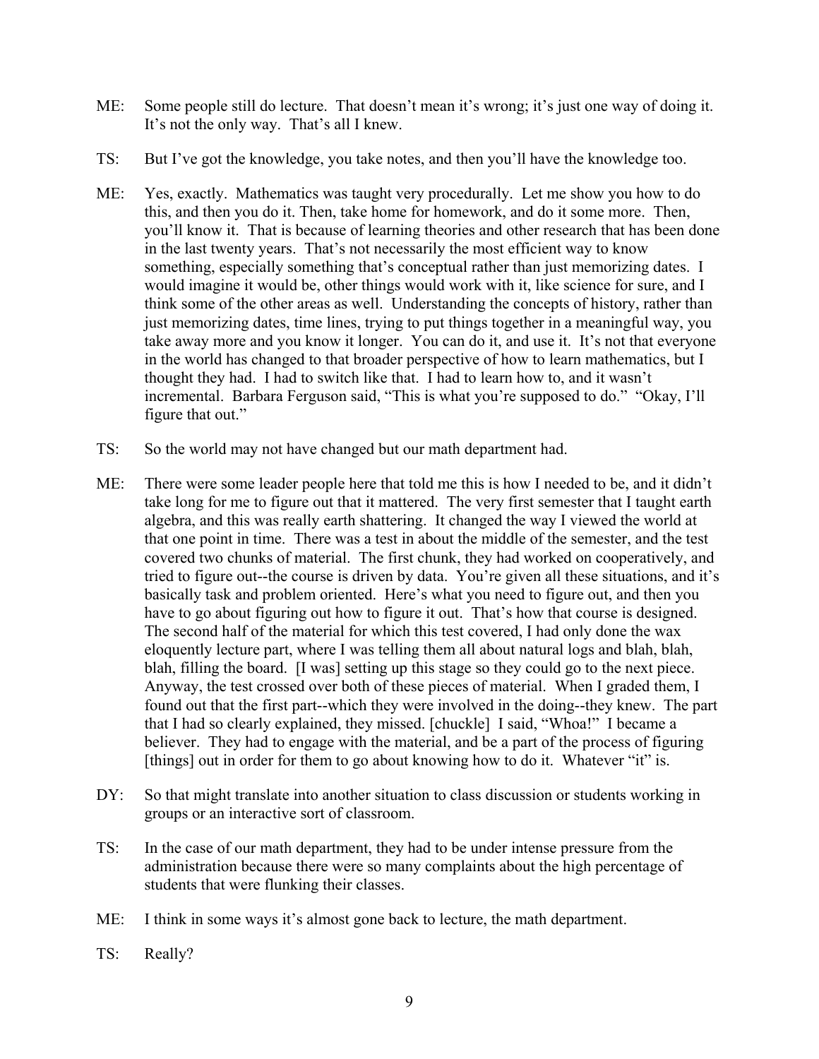ME: Some people still do lecture. That doesn't mean it's wrong; it's just one way of doing it. It's not the only way. That's all I knew.

TS: But I've got the knowledge, you take notes, and then you'll have the knowledge too.

ME: Yes, exactly. Mathematics was taught very procedurally. Let me show you how to do this, and then you do it. Then, take home for homework, and do it some more. Then, you'll know it. That is because of learning theories and other research that has been done in the last twenty years. That's not necessarily the most efficient way to know something, especially something that's conceptual rather than just memorizing dates. I would imagine it would be, other things would work with it, like science for sure, and I think some of the other areas as well. Understanding the concepts of history, rather than just memorizing dates, time lines, trying to put things together in a meaningful way, you take away more and you know it longer. You can do it, and use it. It's not that everyone in the world has changed to that broader perspective of how to learn mathematics, but I thought they had. I had to switch like that. I had to learn how to, and it wasn't incremental. Barbara Ferguson said, "This is what you're supposed to do." "Okay, I'll figure that out."

TS: So the world may not have changed but our math department had.

ME: There were some leader people here that told me this is how I needed to be, and it didn't take long for me to figure out that it mattered. The very first semester that I taught earth algebra, and this was really earth shattering. It changed the way I viewed the world at that one point in time. There was a test in about the middle of the semester, and the test covered two chunks of material. The first chunk, they had worked on cooperatively, and tried to figure out--the course is driven by data. You're given all these situations, and it's basically task and problem oriented. Here's what you need to figure out, and then you have to go about figuring out how to figure it out. That's how that course is designed. The second half of the material for which this test covered, I had only done the wax eloquently lecture part, where I was telling them all about natural logs and blah, blah, blah, filling the board. [I was] setting up this stage so they could go to the next piece. Anyway, the test crossed over both of these pieces of material. When I graded them, I found out that the first part--which they were involved in the doing--they knew. The part that I had so clearly explained, they missed. [chuckle] I said, "Whoa!" I became a believer. They had to engage with the material, and be a part of the process of figuring [things] out in order for them to go about knowing how to do it. Whatever "it" is.

DY: So that might translate into another situation to class discussion or students working in groups or an interactive sort of classroom.

TS: In the case of our math department, they had to be under intense pressure from the administration because there were so many complaints about the high percentage of students that were flunking their classes.

ME: I think in some ways it's almost gone back to lecture, the math department.

TS: Really?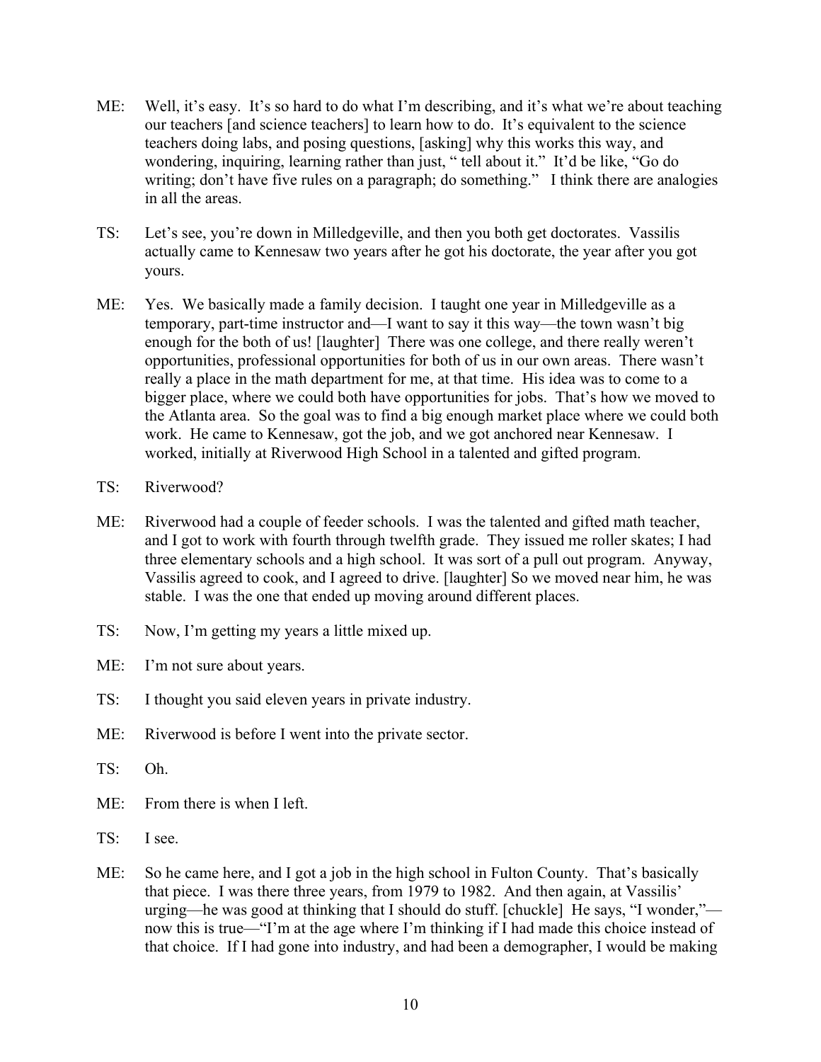ME: Well, it's easy. It's so hard to do what I'm describing, and it's what we're about teaching our teachers [and science teachers] to learn how to do. It's equivalent to the science teachers doing labs, and posing questions, [asking] why this works this way, and wondering, inquiring, learning rather than just, " tell about it." It'd be like, "Go do writing; don't have five rules on a paragraph; do something." I think there are analogies in all the areas.

TS: Let's see, you're down in Milledgeville, and then you both get doctorates. Vassilis actually came to Kennesaw two years after he got his doctorate, the year after you got yours.

ME: Yes. We basically made a family decision. I taught one year in Milledgeville as a temporary, part-time instructor and—I want to say it this way—the town wasn't big enough for the both of us! [laughter] There was one college, and there really weren't opportunities, professional opportunities for both of us in our own areas. There wasn't really a place in the math department for me, at that time. His idea was to come to a bigger place, where we could both have opportunities for jobs. That's how we moved to the Atlanta area. So the goal was to find a big enough market place where we could both work. He came to Kennesaw, got the job, and we got anchored near Kennesaw. I worked, initially at Riverwood High School in a talented and gifted program.

TS: Riverwood?

ME: Riverwood had a couple of feeder schools. I was the talented and gifted math teacher, and I got to work with fourth through twelfth grade. They issued me roller skates; I had three elementary schools and a high school. It was sort of a pull out program. Anyway, Vassilis agreed to cook, and I agreed to drive. [laughter] So we moved near him, he was stable. I was the one that ended up moving around different places.

TS: Now, I'm getting my years a little mixed up.

ME: I'm not sure about years.

TS: I thought you said eleven years in private industry.

ME: Riverwood is before I went into the private sector.

TS: Oh.

ME: From there is when I left.

TS: I see.

ME: So he came here, and I got a job in the high school in Fulton County. That's basically that piece. I was there three years, from 1979 to 1982. And then again, at Vassilis' urging—he was good at thinking that I should do stuff. [chuckle] He says, "I wonder,"—now this is true—"I'm at the age where I'm thinking if I had made this choice instead of that choice. If I had gone into industry, and had been a demographer, I would be making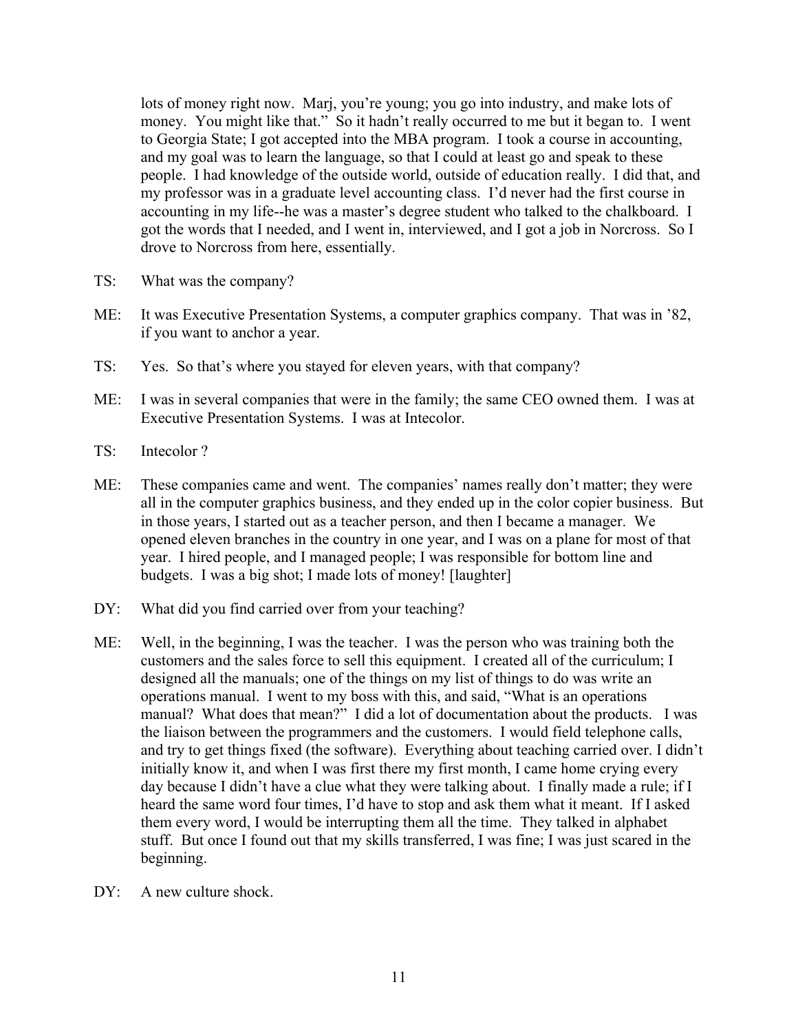lots of money right now. Marj, you're young; you go into industry, and make lots of money. You might like that." So it hadn't really occurred to me but it began to. I went to Georgia State; I got accepted into the MBA program. I took a course in accounting, and my goal was to learn the language, so that I could at least go and speak to these people. I had knowledge of the outside world, outside of education really. I did that, and my professor was in a graduate level accounting class. I'd never had the first course in accounting in my life--he was a master's degree student who talked to the chalkboard. I got the words that I needed, and I went in, interviewed, and I got a job in Norcross. So I drove to Norcross from here, essentially.

TS: What was the company?

ME: It was Executive Presentation Systems, a computer graphics company. That was in '82, if you want to anchor a year.

TS: Yes. So that's where you stayed for eleven years, with that company?

ME: I was in several companies that were in the family; the same CEO owned them. I was at Executive Presentation Systems. I was at Intecolor.

TS: Intecolor ?

ME: These companies came and went. The companies' names really don't matter; they were all in the computer graphics business, and they ended up in the color copier business. But in those years, I started out as a teacher person, and then I became a manager. We opened eleven branches in the country in one year, and I was on a plane for most of that year. I hired people, and I managed people; I was responsible for bottom line and budgets. I was a big shot; I made lots of money! [laughter]

DY: What did you find carried over from your teaching?

ME: Well, in the beginning, I was the teacher. I was the person who was training both the customers and the sales force to sell this equipment. I created all of the curriculum; I designed all the manuals; one of the things on my list of things to do was write an operations manual. I went to my boss with this, and said, "What is an operations manual? What does that mean?" I did a lot of documentation about the products. I was the liaison between the programmers and the customers. I would field telephone calls, and try to get things fixed (the software). Everything about teaching carried over. I didn't initially know it, and when I was first there my first month, I came home crying every day because I didn't have a clue what they were talking about. I finally made a rule; if I heard the same word four times, I'd have to stop and ask them what it meant. If I asked them every word, I would be interrupting them all the time. They talked in alphabet stuff. But once I found out that my skills transferred, I was fine; I was just scared in the beginning.

DY: A new culture shock.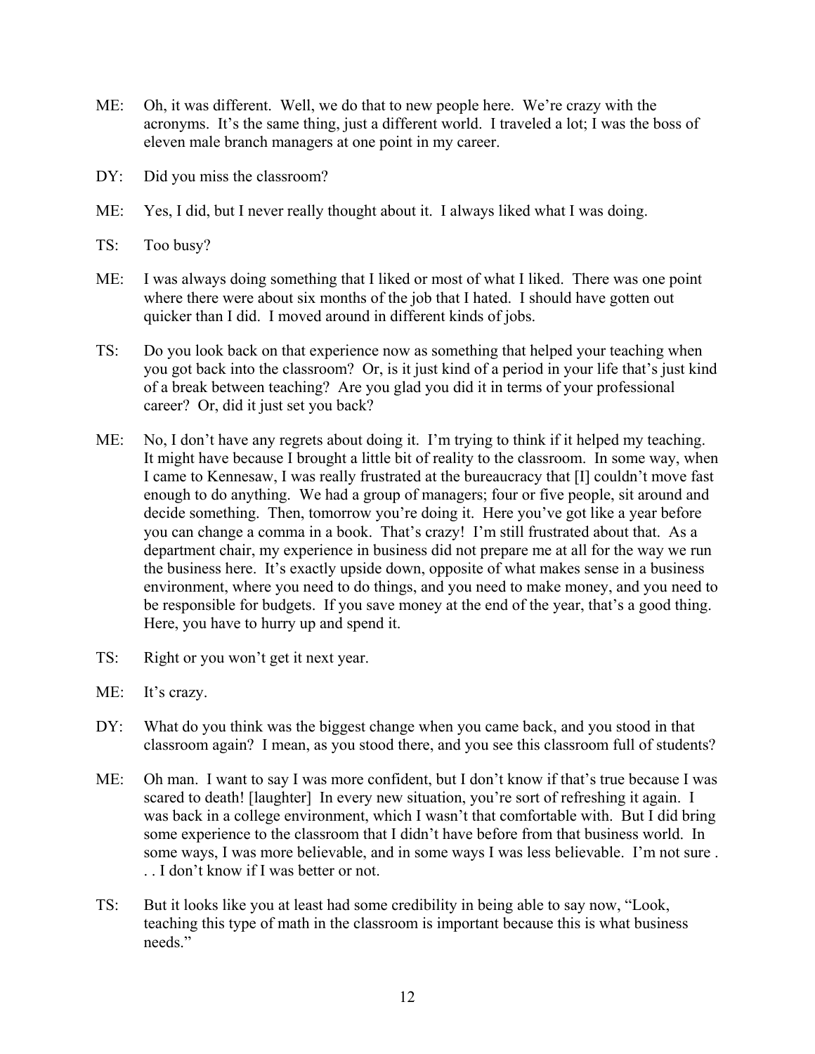ME: Oh, it was different. Well, we do that to new people here. We're crazy with the acronyms. It's the same thing, just a different world. I traveled a lot; I was the boss of eleven male branch managers at one point in my career.

DY: Did you miss the classroom?

ME: Yes, I did, but I never really thought about it. I always liked what I was doing.

TS: Too busy?

ME: I was always doing something that I liked or most of what I liked. There was one point where there were about six months of the job that I hated. I should have gotten out quicker than I did. I moved around in different kinds of jobs.

TS: Do you look back on that experience now as something that helped your teaching when you got back into the classroom? Or, is it just kind of a period in your life that's just kind of a break between teaching? Are you glad you did it in terms of your professional career? Or, did it just set you back?

ME: No, I don't have any regrets about doing it. I'm trying to think if it helped my teaching. It might have because I brought a little bit of reality to the classroom. In some way, when I came to Kennesaw, I was really frustrated at the bureaucracy that [I] couldn't move fast enough to do anything. We had a group of managers; four or five people, sit around and decide something. Then, tomorrow you're doing it. Here you've got like a year before you can change a comma in a book. That's crazy! I'm still frustrated about that. As a department chair, my experience in business did not prepare me at all for the way we run the business here. It's exactly upside down, opposite of what makes sense in a business environment, where you need to do things, and you need to make money, and you need to be responsible for budgets. If you save money at the end of the year, that's a good thing. Here, you have to hurry up and spend it.

TS: Right or you won't get it next year.

ME: It's crazy.

DY: What do you think was the biggest change when you came back, and you stood in that classroom again? I mean, as you stood there, and you see this classroom full of students?

ME: Oh man. I want to say I was more confident, but I don't know if that's true because I was scared to death! [laughter] In every new situation, you're sort of refreshing it again. I was back in a college environment, which I wasn't that comfortable with. But I did bring some experience to the classroom that I didn't have before from that business world. In some ways, I was more believable, and in some ways I was less believable. I'm not sure . . . I don't know if I was better or not.

TS: But it looks like you at least had some credibility in being able to say now, "Look, teaching this type of math in the classroom is important because this is what business needs."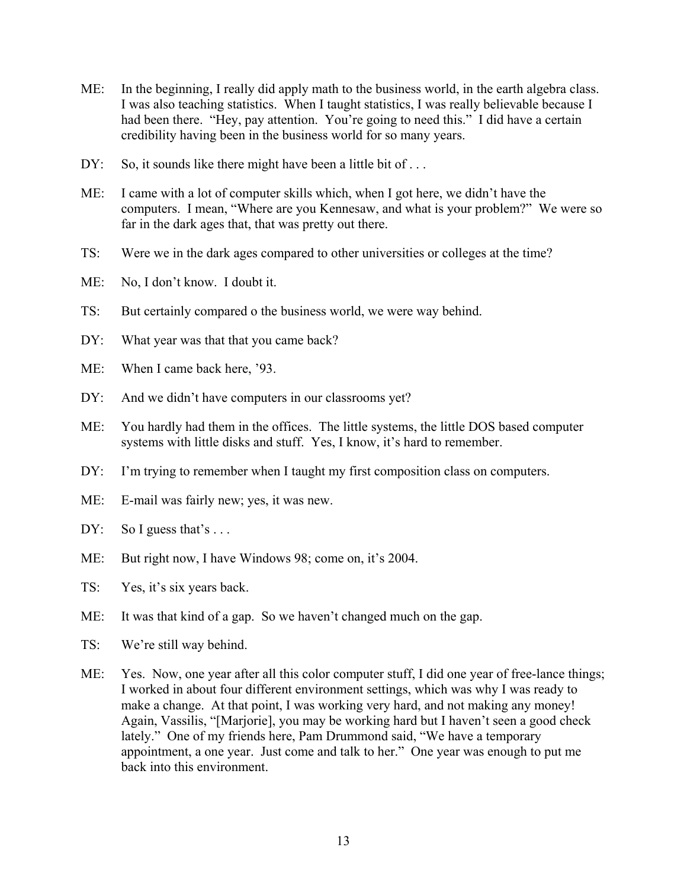ME: In the beginning, I really did apply math to the business world, in the earth algebra class. I was also teaching statistics. When I taught statistics, I was really believable because I had been there. "Hey, pay attention. You're going to need this." I did have a certain credibility having been in the business world for so many years.

DY: So, it sounds like there might have been a little bit of . . .

ME: I came with a lot of computer skills which, when I got here, we didn't have the computers. I mean, "Where are you Kennesaw, and what is your problem?" We were so far in the dark ages that, that was pretty out there.

TS: Were we in the dark ages compared to other universities or colleges at the time?

ME: No, I don't know. I doubt it.

TS: But certainly compared o the business world, we were way behind.

DY: What year was that that you came back?

ME: When I came back here, '93.

DY: And we didn't have computers in our classrooms yet?

ME: You hardly had them in the offices. The little systems, the little DOS based computer systems with little disks and stuff. Yes, I know, it's hard to remember.

DY: I'm trying to remember when I taught my first composition class on computers.

ME: E-mail was fairly new; yes, it was new.

DY: So I guess that's . . .

ME: But right now, I have Windows 98; come on, it's 2004.

TS: Yes, it's six years back.

ME: It was that kind of a gap. So we haven't changed much on the gap.

TS: We're still way behind.

ME: Yes. Now, one year after all this color computer stuff, I did one year of free-lance things; I worked in about four different environment settings, which was why I was ready to make a change. At that point, I was working very hard, and not making any money! Again, Vassilis, "[Marjorie], you may be working hard but I haven't seen a good check lately." One of my friends here, Pam Drummond said, "We have a temporary appointment, a one year. Just come and talk to her." One year was enough to put me back into this environment.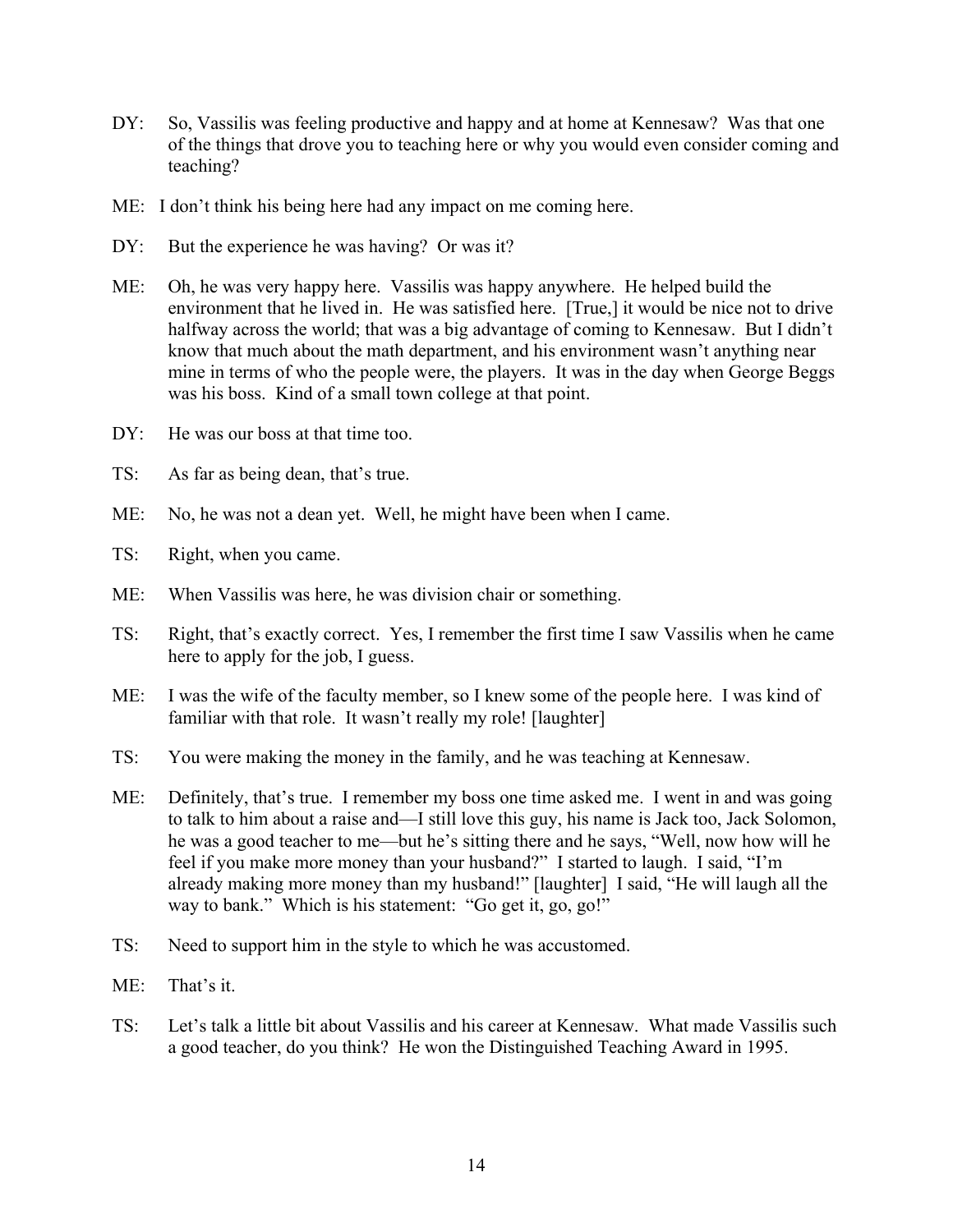DY: So, Vassilis was feeling productive and happy and at home at Kennesaw? Was that one of the things that drove you to teaching here or why you would even consider coming and teaching?

ME: I don't think his being here had any impact on me coming here.

DY: But the experience he was having? Or was it?

ME: Oh, he was very happy here. Vassilis was happy anywhere. He helped build the environment that he lived in. He was satisfied here. [True,] it would be nice not to drive halfway across the world; that was a big advantage of coming to Kennesaw. But I didn't know that much about the math department, and his environment wasn't anything near mine in terms of who the people were, the players. It was in the day when George Beggs was his boss. Kind of a small town college at that point.

DY: He was our boss at that time too.

TS: As far as being dean, that's true.

ME: No, he was not a dean yet. Well, he might have been when I came.

TS: Right, when you came.

ME: When Vassilis was here, he was division chair or something.

TS: Right, that's exactly correct. Yes, I remember the first time I saw Vassilis when he came here to apply for the job, I guess.

ME: I was the wife of the faculty member, so I knew some of the people here. I was kind of familiar with that role. It wasn't really my role! [laughter]

TS: You were making the money in the family, and he was teaching at Kennesaw.

ME: Definitely, that's true. I remember my boss one time asked me. I went in and was going to talk to him about a raise and—I still love this guy, his name is Jack too, Jack Solomon, he was a good teacher to me—but he's sitting there and he says, "Well, now how will he feel if you make more money than your husband?" I started to laugh. I said, "I'm already making more money than my husband!" [laughter] I said, "He will laugh all the way to bank." Which is his statement: "Go get it, go, go!"

TS: Need to support him in the style to which he was accustomed.

ME: That's it.

TS: Let's talk a little bit about Vassilis and his career at Kennesaw. What made Vassilis such a good teacher, do you think? He won the Distinguished Teaching Award in 1995.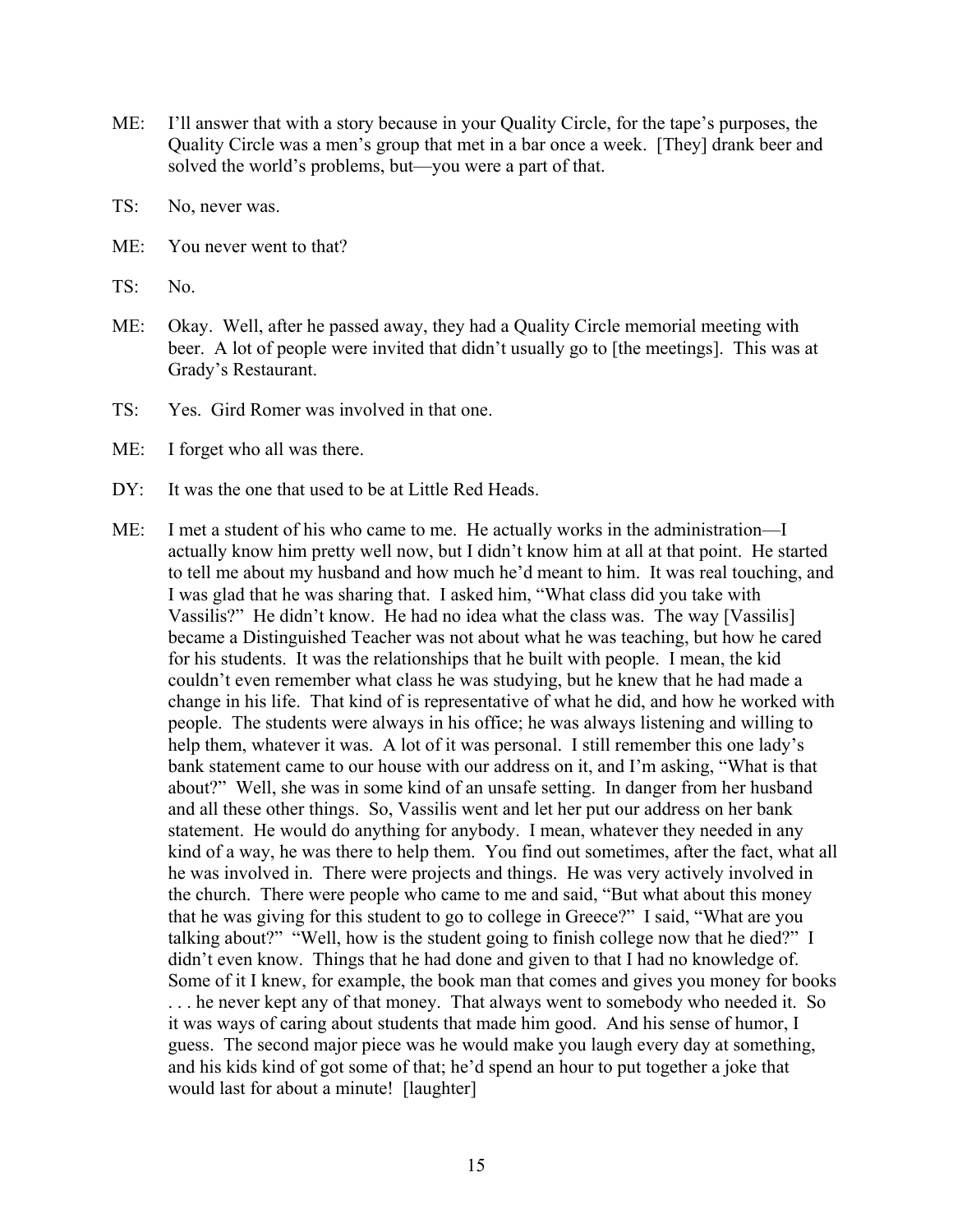ME: I'll answer that with a story because in your Quality Circle, for the tape's purposes, the Quality Circle was a men's group that met in a bar once a week. [They] drank beer and solved the world's problems, but—you were a part of that.

TS: No, never was.

ME: You never went to that?

TS: No.

ME: Okay. Well, after he passed away, they had a Quality Circle memorial meeting with beer. A lot of people were invited that didn't usually go to [the meetings]. This was at Grady's Restaurant.

TS: Yes. Gird Romer was involved in that one.

ME: I forget who all was there.

DY: It was the one that used to be at Little Red Heads.

ME: I met a student of his who came to me. He actually works in the administration—I actually know him pretty well now, but I didn't know him at all at that point. He started to tell me about my husband and how much he'd meant to him. It was real touching, and I was glad that he was sharing that. I asked him, "What class did you take with Vassilis?" He didn't know. He had no idea what the class was. The way [Vassilis] became a Distinguished Teacher was not about what he was teaching, but how he cared for his students. It was the relationships that he built with people. I mean, the kid couldn't even remember what class he was studying, but he knew that he had made a change in his life. That kind of is representative of what he did, and how he worked with people. The students were always in his office; he was always listening and willing to help them, whatever it was. A lot of it was personal. I still remember this one lady's bank statement came to our house with our address on it, and I'm asking, "What is that about?" Well, she was in some kind of an unsafe setting. In danger from her husband and all these other things. So, Vassilis went and let her put our address on her bank statement. He would do anything for anybody. I mean, whatever they needed in any kind of a way, he was there to help them. You find out sometimes, after the fact, what all he was involved in. There were projects and things. He was very actively involved in the church. There were people who came to me and said, "But what about this money that he was giving for this student to go to college in Greece?" I said, "What are you talking about?" "Well, how is the student going to finish college now that he died?" I didn't even know. Things that he had done and given to that I had no knowledge of. Some of it I knew, for example, the book man that comes and gives you money for books . . . he never kept any of that money. That always went to somebody who needed it. So it was ways of caring about students that made him good. And his sense of humor, I guess. The second major piece was he would make you laugh every day at something, and his kids kind of got some of that; he'd spend an hour to put together a joke that would last for about a minute! [laughter]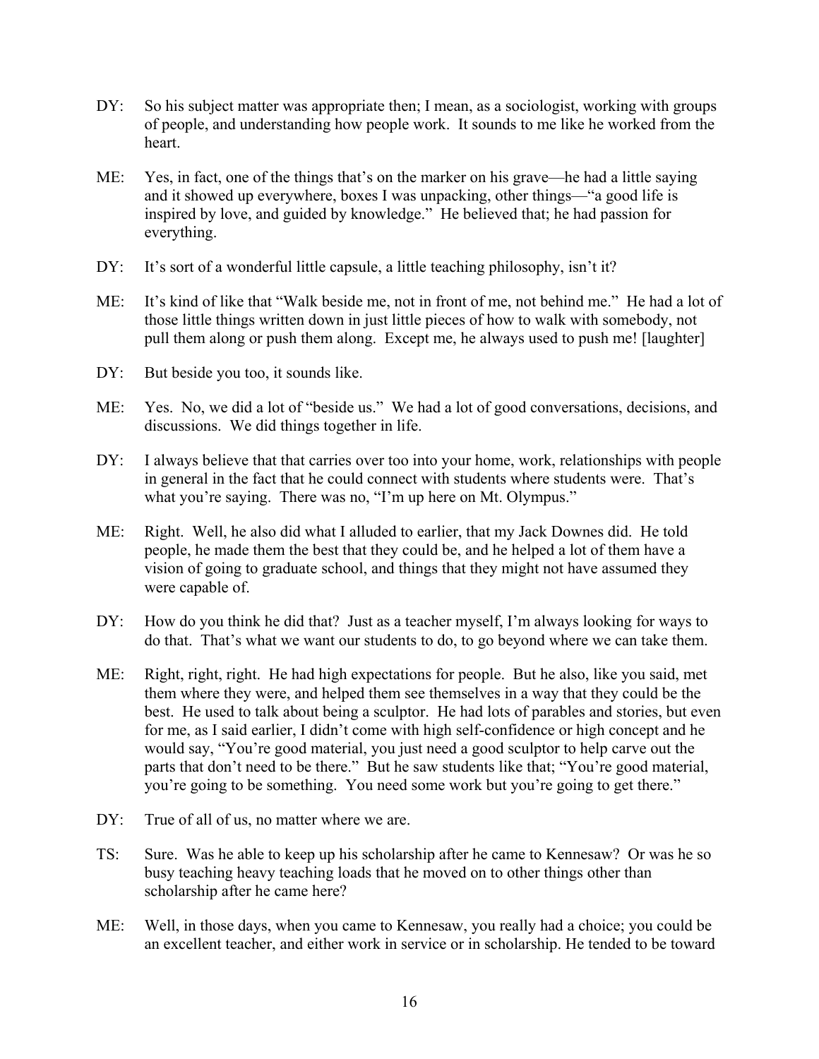DY: So his subject matter was appropriate then; I mean, as a sociologist, working with groups of people, and understanding how people work. It sounds to me like he worked from the heart.

ME: Yes, in fact, one of the things that's on the marker on his grave—he had a little saying and it showed up everywhere, boxes I was unpacking, other things—"a good life is inspired by love, and guided by knowledge." He believed that; he had passion for everything.

DY: It's sort of a wonderful little capsule, a little teaching philosophy, isn't it?

ME: It's kind of like that "Walk beside me, not in front of me, not behind me." He had a lot of those little things written down in just little pieces of how to walk with somebody, not pull them along or push them along. Except me, he always used to push me! [laughter]

DY: But beside you too, it sounds like.

ME: Yes. No, we did a lot of "beside us." We had a lot of good conversations, decisions, and discussions. We did things together in life.

DY: I always believe that that carries over too into your home, work, relationships with people in general in the fact that he could connect with students where students were. That's what you're saying. There was no, "I'm up here on Mt. Olympus."

ME: Right. Well, he also did what I alluded to earlier, that my Jack Downes did. He told people, he made them the best that they could be, and he helped a lot of them have a vision of going to graduate school, and things that they might not have assumed they were capable of.

DY: How do you think he did that? Just as a teacher myself, I'm always looking for ways to do that. That's what we want our students to do, to go beyond where we can take them.

ME: Right, right, right. He had high expectations for people. But he also, like you said, met them where they were, and helped them see themselves in a way that they could be the best. He used to talk about being a sculptor. He had lots of parables and stories, but even for me, as I said earlier, I didn't come with high self-confidence or high concept and he would say, "You're good material, you just need a good sculptor to help carve out the parts that don't need to be there." But he saw students like that; "You're good material, you're going to be something. You need some work but you're going to get there."

DY: True of all of us, no matter where we are.

TS: Sure. Was he able to keep up his scholarship after he came to Kennesaw? Or was he so busy teaching heavy teaching loads that he moved on to other things other than scholarship after he came here?

ME: Well, in those days, when you came to Kennesaw, you really had a choice; you could be an excellent teacher, and either work in service or in scholarship. He tended to be toward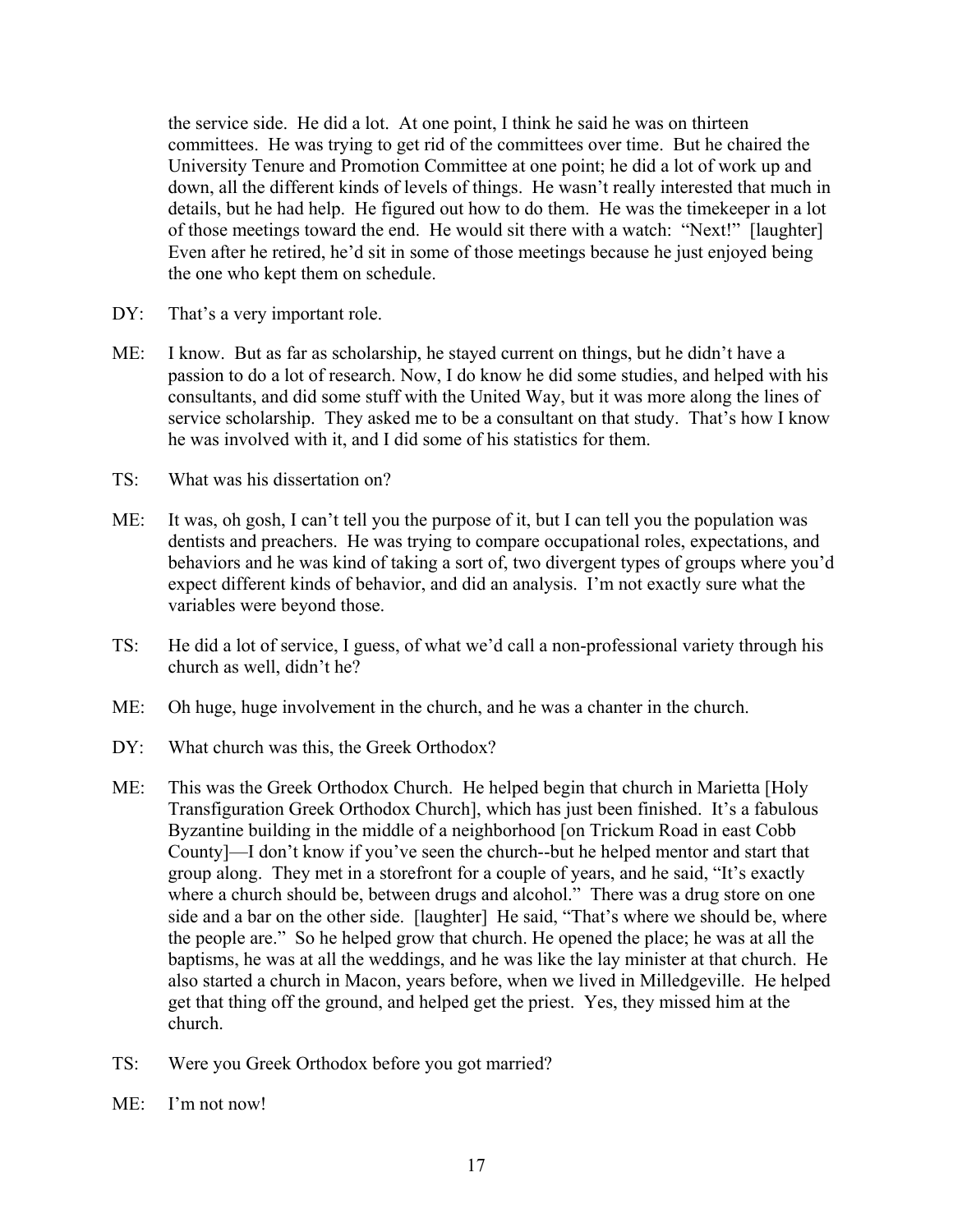the service side. He did a lot. At one point, I think he said he was on thirteen committees. He was trying to get rid of the committees over time. But he chaired the University Tenure and Promotion Committee at one point; he did a lot of work up and down, all the different kinds of levels of things. He wasn't really interested that much in details, but he had help. He figured out how to do them. He was the timekeeper in a lot of those meetings toward the end. He would sit there with a watch: "Next!" [laughter] Even after he retired, he'd sit in some of those meetings because he just enjoyed being the one who kept them on schedule.

DY: That's a very important role.

ME: I know. But as far as scholarship, he stayed current on things, but he didn't have a passion to do a lot of research. Now, I do know he did some studies, and helped with his consultants, and did some stuff with the United Way, but it was more along the lines of service scholarship. They asked me to be a consultant on that study. That's how I know he was involved with it, and I did some of his statistics for them.

TS: What was his dissertation on?

ME: It was, oh gosh, I can't tell you the purpose of it, but I can tell you the population was dentists and preachers. He was trying to compare occupational roles, expectations, and behaviors and he was kind of taking a sort of, two divergent types of groups where you'd expect different kinds of behavior, and did an analysis. I'm not exactly sure what the variables were beyond those.

TS: He did a lot of service, I guess, of what we'd call a non-professional variety through his church as well, didn't he?

ME: Oh huge, huge involvement in the church, and he was a chanter in the church.

DY: What church was this, the Greek Orthodox?

ME: This was the Greek Orthodox Church. He helped begin that church in Marietta [Holy Transfiguration Greek Orthodox Church], which has just been finished. It's a fabulous Byzantine building in the middle of a neighborhood [on Trickum Road in east Cobb County]—I don't know if you've seen the church--but he helped mentor and start that group along. They met in a storefront for a couple of years, and he said, "It's exactly where a church should be, between drugs and alcohol." There was a drug store on one side and a bar on the other side. [laughter] He said, "That's where we should be, where the people are." So he helped grow that church. He opened the place; he was at all the baptisms, he was at all the weddings, and he was like the lay minister at that church. He also started a church in Macon, years before, when we lived in Milledgeville. He helped get that thing off the ground, and helped get the priest. Yes, they missed him at the church.

TS: Were you Greek Orthodox before you got married?

ME: I'm not now!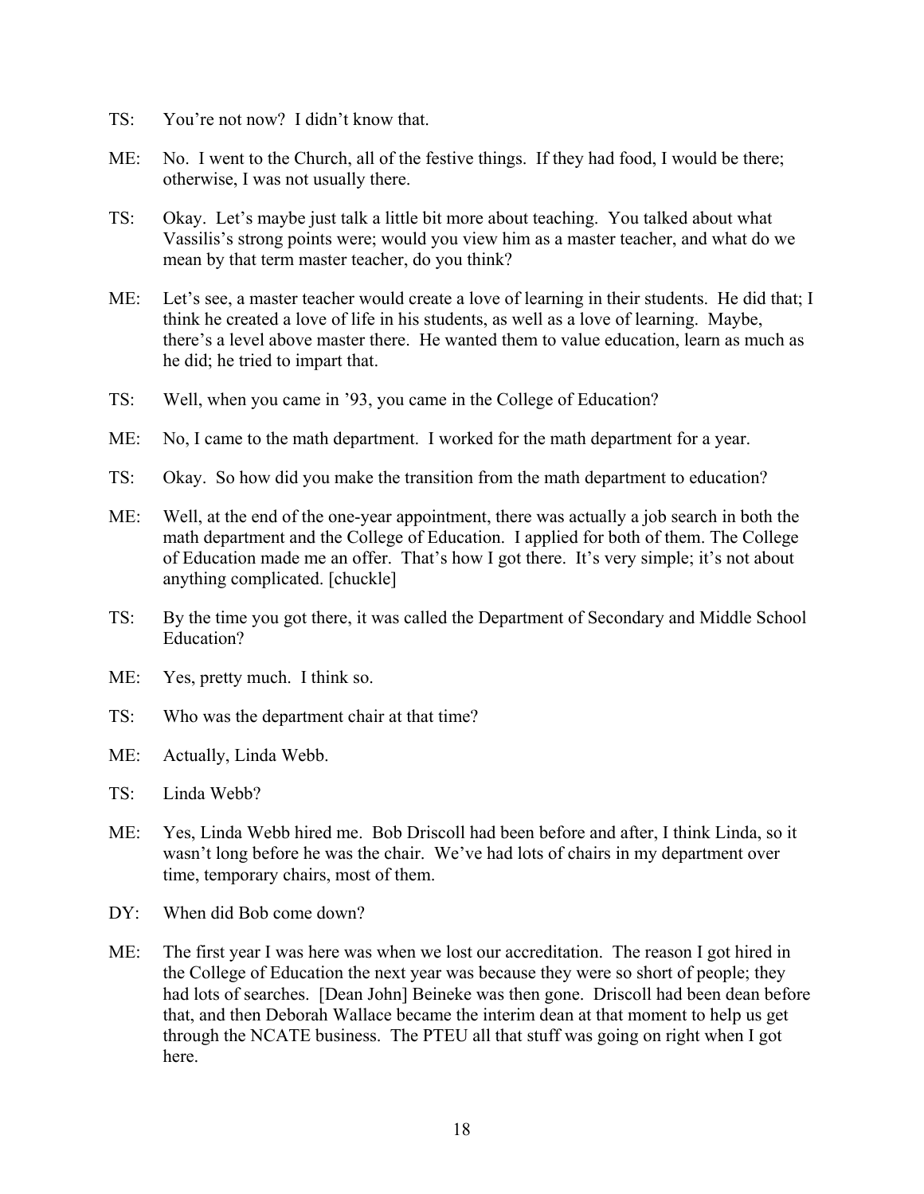TS: You're not now? I didn't know that.

ME: No. I went to the Church, all of the festive things. If they had food, I would be there; otherwise, I was not usually there.

TS: Okay. Let's maybe just talk a little bit more about teaching. You talked about what Vassilis's strong points were; would you view him as a master teacher, and what do we mean by that term master teacher, do you think?

ME: Let's see, a master teacher would create a love of learning in their students. He did that; I think he created a love of life in his students, as well as a love of learning. Maybe, there's a level above master there. He wanted them to value education, learn as much as he did; he tried to impart that.

TS: Well, when you came in '93, you came in the College of Education?

ME: No, I came to the math department. I worked for the math department for a year.

TS: Okay. So how did you make the transition from the math department to education?

ME: Well, at the end of the one-year appointment, there was actually a job search in both the math department and the College of Education. I applied for both of them. The College of Education made me an offer. That's how I got there. It's very simple; it's not about anything complicated. [chuckle]

TS: By the time you got there, it was called the Department of Secondary and Middle School Education?

ME: Yes, pretty much. I think so.

TS: Who was the department chair at that time?

ME: Actually, Linda Webb.

TS: Linda Webb?

ME: Yes, Linda Webb hired me. Bob Driscoll had been before and after, I think Linda, so it wasn't long before he was the chair. We've had lots of chairs in my department over time, temporary chairs, most of them.

DY: When did Bob come down?

ME: The first year I was here was when we lost our accreditation. The reason I got hired in the College of Education the next year was because they were so short of people; they had lots of searches. [Dean John] Beineke was then gone. Driscoll had been dean before that, and then Deborah Wallace became the interim dean at that moment to help us get through the NCATE business. The PTEU all that stuff was going on right when I got here.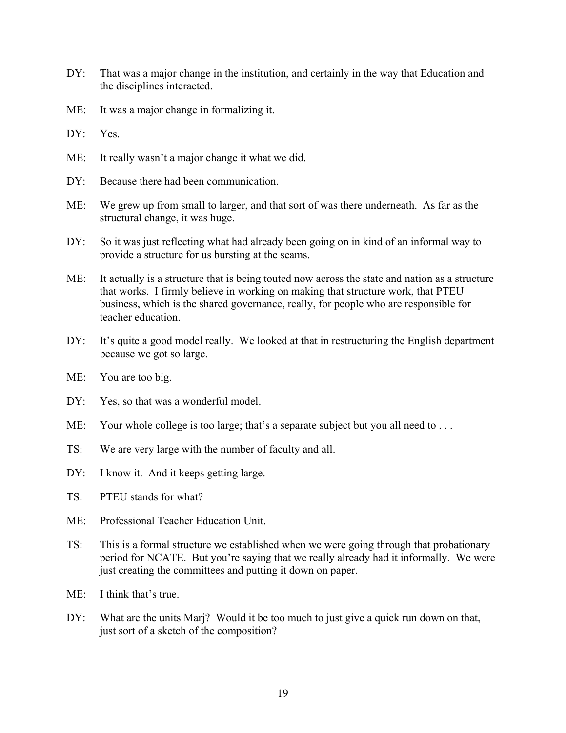DY: That was a major change in the institution, and certainly in the way that Education and the disciplines interacted.

ME: It was a major change in formalizing it.

DY: Yes.

ME: It really wasn't a major change it what we did.

DY: Because there had been communication.

ME: We grew up from small to larger, and that sort of was there underneath. As far as the structural change, it was huge.

DY: So it was just reflecting what had already been going on in kind of an informal way to provide a structure for us bursting at the seams.

ME: It actually is a structure that is being touted now across the state and nation as a structure that works. I firmly believe in working on making that structure work, that PTEU business, which is the shared governance, really, for people who are responsible for teacher education.

DY: It's quite a good model really. We looked at that in restructuring the English department because we got so large.

ME: You are too big.

DY: Yes, so that was a wonderful model.

ME: Your whole college is too large; that's a separate subject but you all need to . . .

TS: We are very large with the number of faculty and all.

DY: I know it. And it keeps getting large.

TS: PTEU stands for what?

ME: Professional Teacher Education Unit.

TS: This is a formal structure we established when we were going through that probationary period for NCATE. But you're saying that we really already had it informally. We were just creating the committees and putting it down on paper.

ME: I think that's true.

DY: What are the units Marj? Would it be too much to just give a quick run down on that, just sort of a sketch of the composition?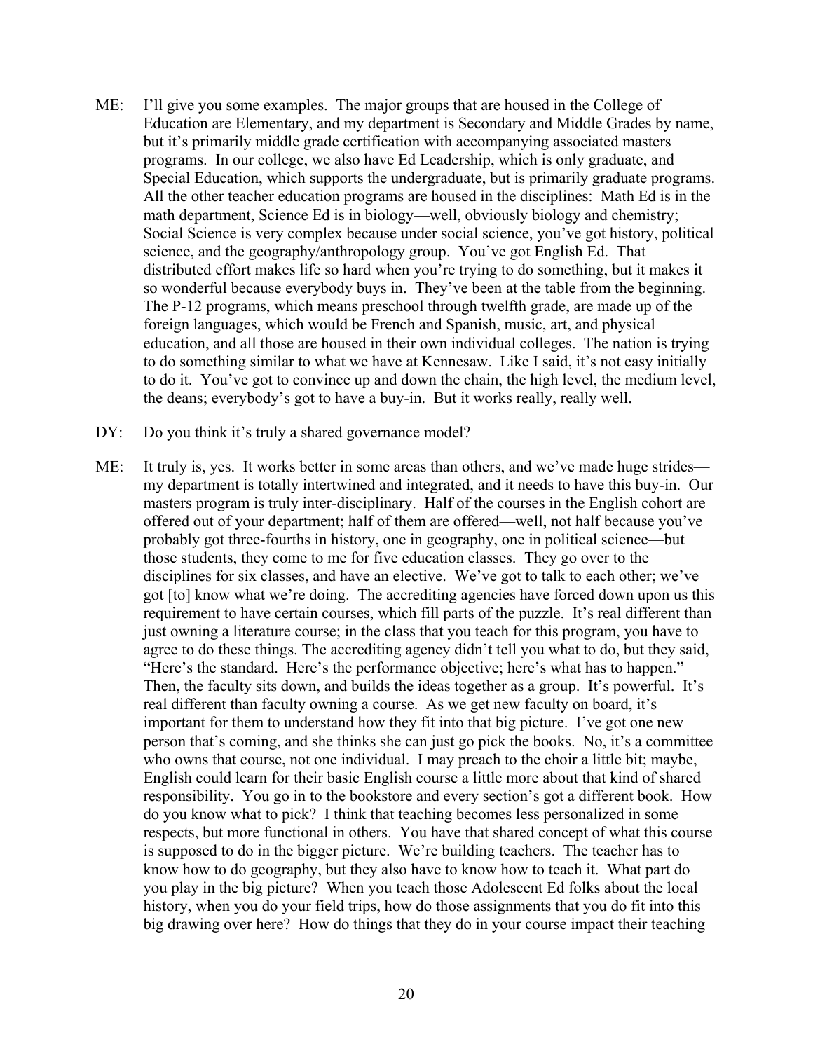ME: I'll give you some examples. The major groups that are housed in the College of Education are Elementary, and my department is Secondary and Middle Grades by name, but it's primarily middle grade certification with accompanying associated masters programs. In our college, we also have Ed Leadership, which is only graduate, and Special Education, which supports the undergraduate, but is primarily graduate programs. All the other teacher education programs are housed in the disciplines: Math Ed is in the math department, Science Ed is in biology—well, obviously biology and chemistry; Social Science is very complex because under social science, you've got history, political science, and the geography/anthropology group. You've got English Ed. That distributed effort makes life so hard when you're trying to do something, but it makes it so wonderful because everybody buys in. They've been at the table from the beginning. The P-12 programs, which means preschool through twelfth grade, are made up of the foreign languages, which would be French and Spanish, music, art, and physical education, and all those are housed in their own individual colleges. The nation is trying to do something similar to what we have at Kennesaw. Like I said, it's not easy initially to do it. You've got to convince up and down the chain, the high level, the medium level, the deans; everybody's got to have a buy-in. But it works really, really well.

DY: Do you think it's truly a shared governance model?

ME: It truly is, yes. It works better in some areas than others, and we've made huge strides—my department is totally intertwined and integrated, and it needs to have this buy-in. Our masters program is truly inter-disciplinary. Half of the courses in the English cohort are offered out of your department; half of them are offered—well, not half because you've probably got three-fourths in history, one in geography, one in political science—but those students, they come to me for five education classes. They go over to the disciplines for six classes, and have an elective. We've got to talk to each other; we've got [to] know what we're doing. The accrediting agencies have forced down upon us this requirement to have certain courses, which fill parts of the puzzle. It's real different than just owning a literature course; in the class that you teach for this program, you have to agree to do these things. The accrediting agency didn't tell you what to do, but they said, "Here's the standard. Here's the performance objective; here's what has to happen." Then, the faculty sits down, and builds the ideas together as a group. It's powerful. It's real different than faculty owning a course. As we get new faculty on board, it's important for them to understand how they fit into that big picture. I've got one new person that's coming, and she thinks she can just go pick the books. No, it's a committee who owns that course, not one individual. I may preach to the choir a little bit; maybe, English could learn for their basic English course a little more about that kind of shared responsibility. You go in to the bookstore and every section's got a different book. How do you know what to pick? I think that teaching becomes less personalized in some respects, but more functional in others. You have that shared concept of what this course is supposed to do in the bigger picture. We're building teachers. The teacher has to know how to do geography, but they also have to know how to teach it. What part do you play in the big picture? When you teach those Adolescent Ed folks about the local history, when you do your field trips, how do those assignments that you do fit into this big drawing over here? How do things that they do in your course impact their teaching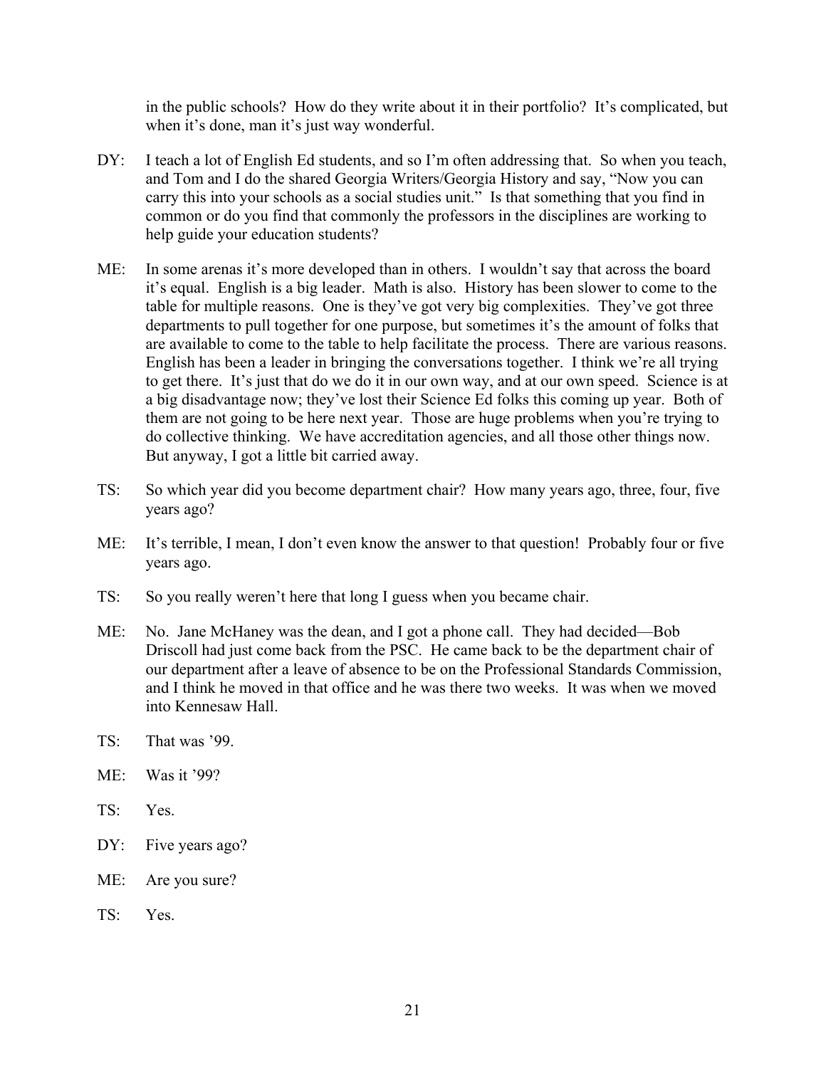in the public schools? How do they write about it in their portfolio? It's complicated, but when it's done, man it's just way wonderful.

DY: I teach a lot of English Ed students, and so I'm often addressing that. So when you teach, and Tom and I do the shared Georgia Writers/Georgia History and say, "Now you can carry this into your schools as a social studies unit." Is that something that you find in common or do you find that commonly the professors in the disciplines are working to help guide your education students?

ME: In some arenas it's more developed than in others. I wouldn't say that across the board it's equal. English is a big leader. Math is also. History has been slower to come to the table for multiple reasons. One is they've got very big complexities. They've got three departments to pull together for one purpose, but sometimes it's the amount of folks that are available to come to the table to help facilitate the process. There are various reasons. English has been a leader in bringing the conversations together. I think we're all trying to get there. It's just that do we do it in our own way, and at our own speed. Science is at a big disadvantage now; they've lost their Science Ed folks this coming up year. Both of them are not going to be here next year. Those are huge problems when you're trying to do collective thinking. We have accreditation agencies, and all those other things now. But anyway, I got a little bit carried away.

TS: So which year did you become department chair? How many years ago, three, four, five years ago?

ME: It's terrible, I mean, I don't even know the answer to that question! Probably four or five years ago.

TS: So you really weren't here that long I guess when you became chair.

ME: No. Jane McHaney was the dean, and I got a phone call. They had decided—Bob Driscoll had just come back from the PSC. He came back to be the department chair of our department after a leave of absence to be on the Professional Standards Commission, and I think he moved in that office and he was there two weeks. It was when we moved into Kennesaw Hall.

TS: That was '99.

ME: Was it '99?

TS: Yes.

DY: Five years ago?

ME: Are you sure?

TS: Yes.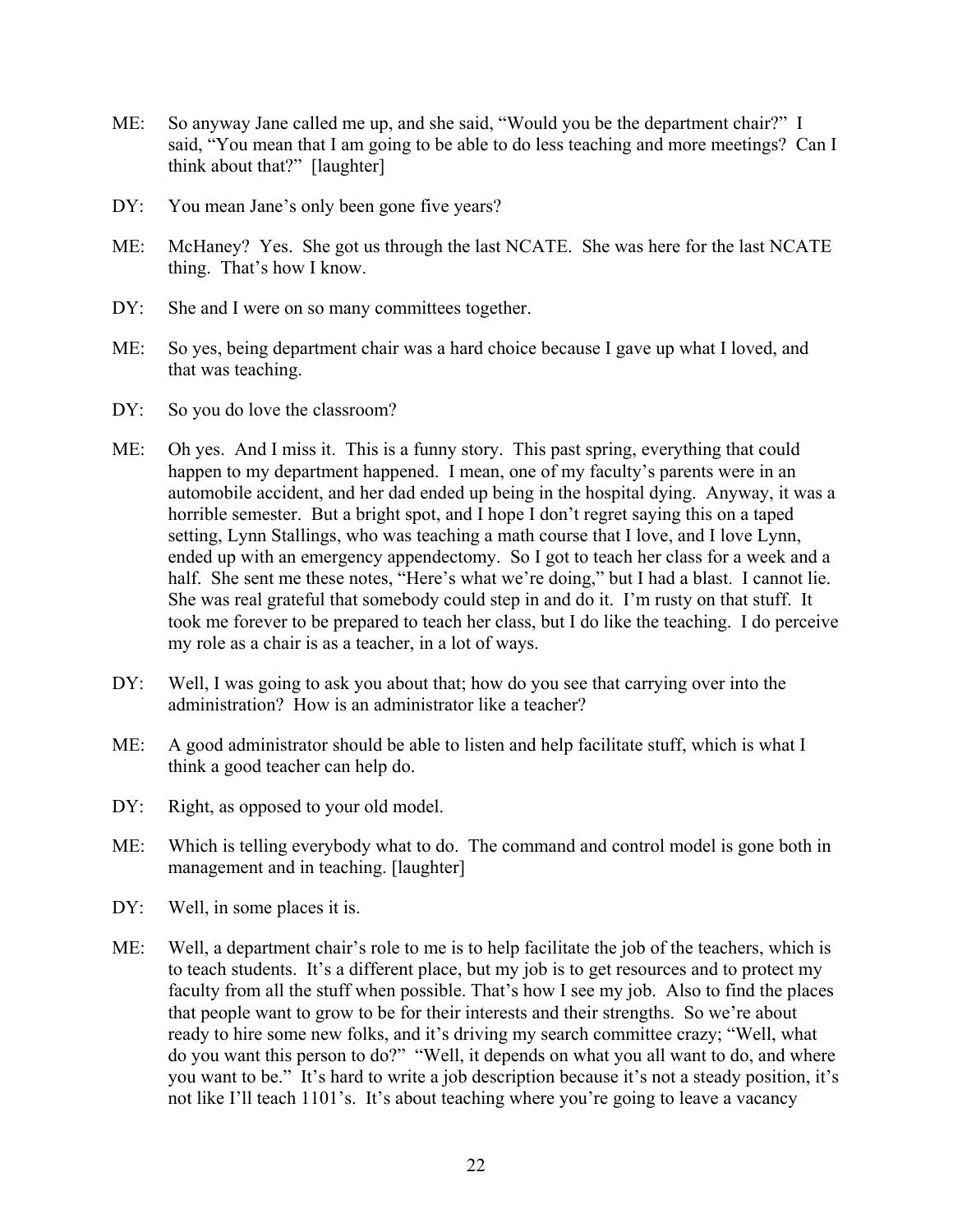ME: So anyway Jane called me up, and she said, "Would you be the department chair?" I said, "You mean that I am going to be able to do less teaching and more meetings? Can I think about that?" [laughter]

DY: You mean Jane's only been gone five years?

ME: McHaney? Yes. She got us through the last NCATE. She was here for the last NCATE thing. That's how I know.

DY: She and I were on so many committees together.

ME: So yes, being department chair was a hard choice because I gave up what I loved, and that was teaching.

DY: So you do love the classroom?

ME: Oh yes. And I miss it. This is a funny story. This past spring, everything that could happen to my department happened. I mean, one of my faculty's parents were in an automobile accident, and her dad ended up being in the hospital dying. Anyway, it was a horrible semester. But a bright spot, and I hope I don't regret saying this on a taped setting, Lynn Stallings, who was teaching a math course that I love, and I love Lynn, ended up with an emergency appendectomy. So I got to teach her class for a week and a half. She sent me these notes, "Here's what we're doing," but I had a blast. I cannot lie. She was real grateful that somebody could step in and do it. I'm rusty on that stuff. It took me forever to be prepared to teach her class, but I do like the teaching. I do perceive my role as a chair is as a teacher, in a lot of ways.

DY: Well, I was going to ask you about that; how do you see that carrying over into the administration? How is an administrator like a teacher?

ME: A good administrator should be able to listen and help facilitate stuff, which is what I think a good teacher can help do.

DY: Right, as opposed to your old model.

ME: Which is telling everybody what to do. The command and control model is gone both in management and in teaching. [laughter]

DY: Well, in some places it is.

ME: Well, a department chair's role to me is to help facilitate the job of the teachers, which is to teach students. It's a different place, but my job is to get resources and to protect my faculty from all the stuff when possible. That's how I see my job. Also to find the places that people want to grow to be for their interests and their strengths. So we're about ready to hire some new folks, and it's driving my search committee crazy; "Well, what do you want this person to do?" "Well, it depends on what you all want to do, and where you want to be." It's hard to write a job description because it's not a steady position, it's not like I'll teach 1101's. It's about teaching where you're going to leave a vacancy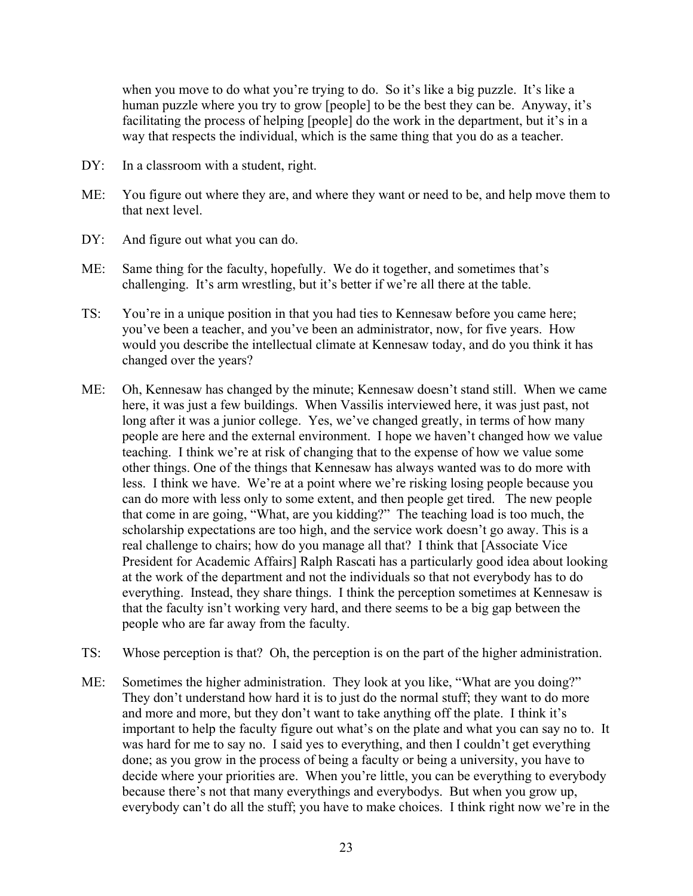when you move to do what you're trying to do. So it's like a big puzzle. It's like a human puzzle where you try to grow [people] to be the best they can be. Anyway, it's facilitating the process of helping [people] do the work in the department, but it's in a way that respects the individual, which is the same thing that you do as a teacher.

DY: In a classroom with a student, right.

ME: You figure out where they are, and where they want or need to be, and help move them to that next level.

DY: And figure out what you can do.

ME: Same thing for the faculty, hopefully. We do it together, and sometimes that's challenging. It's arm wrestling, but it's better if we're all there at the table.

TS: You're in a unique position in that you had ties to Kennesaw before you came here; you've been a teacher, and you've been an administrator, now, for five years. How would you describe the intellectual climate at Kennesaw today, and do you think it has changed over the years?

ME: Oh, Kennesaw has changed by the minute; Kennesaw doesn't stand still. When we came here, it was just a few buildings. When Vassilis interviewed here, it was just past, not long after it was a junior college. Yes, we've changed greatly, in terms of how many people are here and the external environment. I hope we haven't changed how we value teaching. I think we're at risk of changing that to the expense of how we value some other things. One of the things that Kennesaw has always wanted was to do more with less. I think we have. We're at a point where we're risking losing people because you can do more with less only to some extent, and then people get tired. The new people that come in are going, "What, are you kidding?" The teaching load is too much, the scholarship expectations are too high, and the service work doesn't go away. This is a real challenge to chairs; how do you manage all that? I think that [Associate Vice President for Academic Affairs] Ralph Rascati has a particularly good idea about looking at the work of the department and not the individuals so that not everybody has to do everything. Instead, they share things. I think the perception sometimes at Kennesaw is that the faculty isn't working very hard, and there seems to be a big gap between the people who are far away from the faculty.

TS: Whose perception is that? Oh, the perception is on the part of the higher administration.

ME: Sometimes the higher administration. They look at you like, "What are you doing?" They don't understand how hard it is to just do the normal stuff; they want to do more and more and more, but they don't want to take anything off the plate. I think it's important to help the faculty figure out what's on the plate and what you can say no to. It was hard for me to say no. I said yes to everything, and then I couldn't get everything done; as you grow in the process of being a faculty or being a university, you have to decide where your priorities are. When you're little, you can be everything to everybody because there's not that many everythings and everybodys. But when you grow up, everybody can't do all the stuff; you have to make choices. I think right now we're in the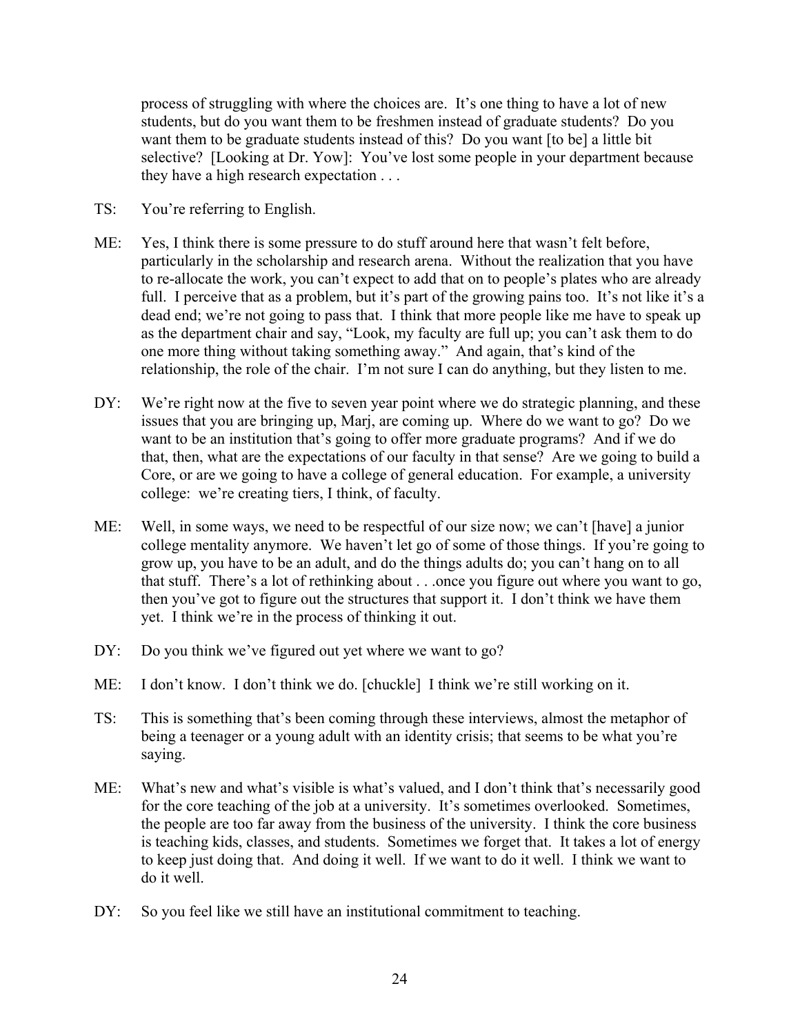process of struggling with where the choices are. It's one thing to have a lot of new students, but do you want them to be freshmen instead of graduate students? Do you want them to be graduate students instead of this? Do you want [to be] a little bit selective? [Looking at Dr. Yow]: You've lost some people in your department because they have a high research expectation . . .

TS: You're referring to English.

ME: Yes, I think there is some pressure to do stuff around here that wasn't felt before, particularly in the scholarship and research arena. Without the realization that you have to re-allocate the work, you can't expect to add that on to people's plates who are already full. I perceive that as a problem, but it's part of the growing pains too. It's not like it's a dead end; we're not going to pass that. I think that more people like me have to speak up as the department chair and say, "Look, my faculty are full up; you can't ask them to do one more thing without taking something away." And again, that's kind of the relationship, the role of the chair. I'm not sure I can do anything, but they listen to me.

DY: We're right now at the five to seven year point where we do strategic planning, and these issues that you are bringing up, Marj, are coming up. Where do we want to go? Do we want to be an institution that's going to offer more graduate programs? And if we do that, then, what are the expectations of our faculty in that sense? Are we going to build a Core, or are we going to have a college of general education. For example, a university college: we're creating tiers, I think, of faculty.

ME: Well, in some ways, we need to be respectful of our size now; we can't [have] a junior college mentality anymore. We haven't let go of some of those things. If you're going to grow up, you have to be an adult, and do the things adults do; you can't hang on to all that stuff. There's a lot of rethinking about . . .once you figure out where you want to go, then you've got to figure out the structures that support it. I don't think we have them yet. I think we're in the process of thinking it out.

DY: Do you think we've figured out yet where we want to go?

ME: I don't know. I don't think we do. [chuckle] I think we're still working on it.

TS: This is something that's been coming through these interviews, almost the metaphor of being a teenager or a young adult with an identity crisis; that seems to be what you're saying.

ME: What's new and what's visible is what's valued, and I don't think that's necessarily good for the core teaching of the job at a university. It's sometimes overlooked. Sometimes, the people are too far away from the business of the university. I think the core business is teaching kids, classes, and students. Sometimes we forget that. It takes a lot of energy to keep just doing that. And doing it well. If we want to do it well. I think we want to do it well.

DY: So you feel like we still have an institutional commitment to teaching.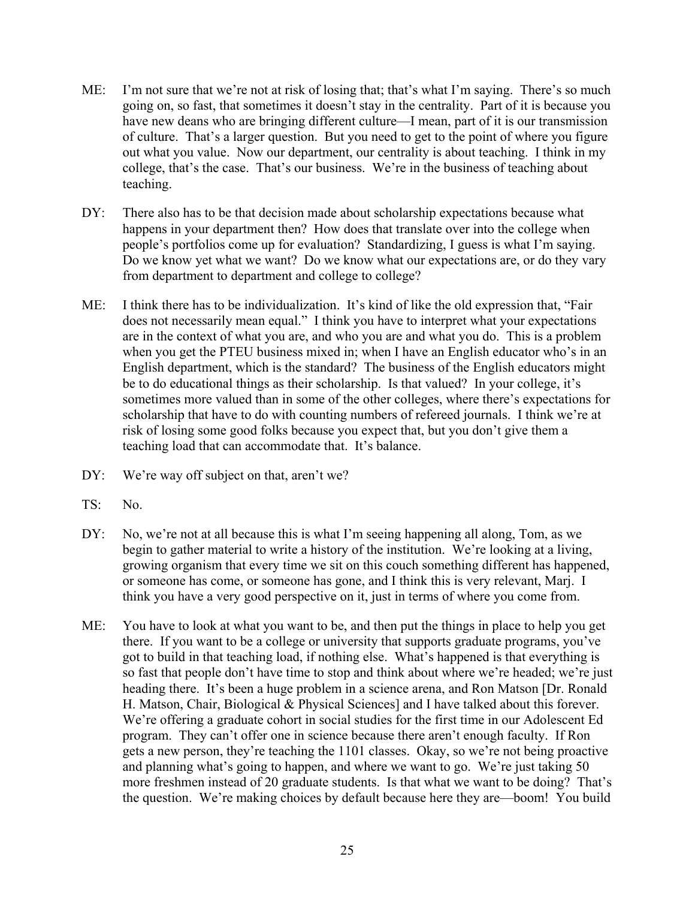ME: I'm not sure that we're not at risk of losing that; that's what I'm saying. There's so much going on, so fast, that sometimes it doesn't stay in the centrality. Part of it is because you have new deans who are bringing different culture—I mean, part of it is our transmission of culture. That's a larger question. But you need to get to the point of where you figure out what you value. Now our department, our centrality is about teaching. I think in my college, that's the case. That's our business. We're in the business of teaching about teaching.

DY: There also has to be that decision made about scholarship expectations because what happens in your department then? How does that translate over into the college when people's portfolios come up for evaluation? Standardizing, I guess is what I'm saying. Do we know yet what we want? Do we know what our expectations are, or do they vary from department to department and college to college?

ME: I think there has to be individualization. It's kind of like the old expression that, "Fair does not necessarily mean equal." I think you have to interpret what your expectations are in the context of what you are, and who you are and what you do. This is a problem when you get the PTEU business mixed in; when I have an English educator who's in an English department, which is the standard? The business of the English educators might be to do educational things as their scholarship. Is that valued? In your college, it's sometimes more valued than in some of the other colleges, where there's expectations for scholarship that have to do with counting numbers of refereed journals. I think we're at risk of losing some good folks because you expect that, but you don't give them a teaching load that can accommodate that. It's balance.

DY: We're way off subject on that, aren't we?

TS: No.

DY: No, we're not at all because this is what I'm seeing happening all along, Tom, as we begin to gather material to write a history of the institution. We're looking at a living, growing organism that every time we sit on this couch something different has happened, or someone has come, or someone has gone, and I think this is very relevant, Marj. I think you have a very good perspective on it, just in terms of where you come from.

ME: You have to look at what you want to be, and then put the things in place to help you get there. If you want to be a college or university that supports graduate programs, you've got to build in that teaching load, if nothing else. What's happened is that everything is so fast that people don't have time to stop and think about where we're headed; we're just heading there. It's been a huge problem in a science arena, and Ron Matson [Dr. Ronald H. Matson, Chair, Biological & Physical Sciences] and I have talked about this forever. We're offering a graduate cohort in social studies for the first time in our Adolescent Ed program. They can't offer one in science because there aren't enough faculty. If Ron gets a new person, they're teaching the 1101 classes. Okay, so we're not being proactive and planning what's going to happen, and where we want to go. We're just taking 50 more freshmen instead of 20 graduate students. Is that what we want to be doing? That's the question. We're making choices by default because here they are—boom! You build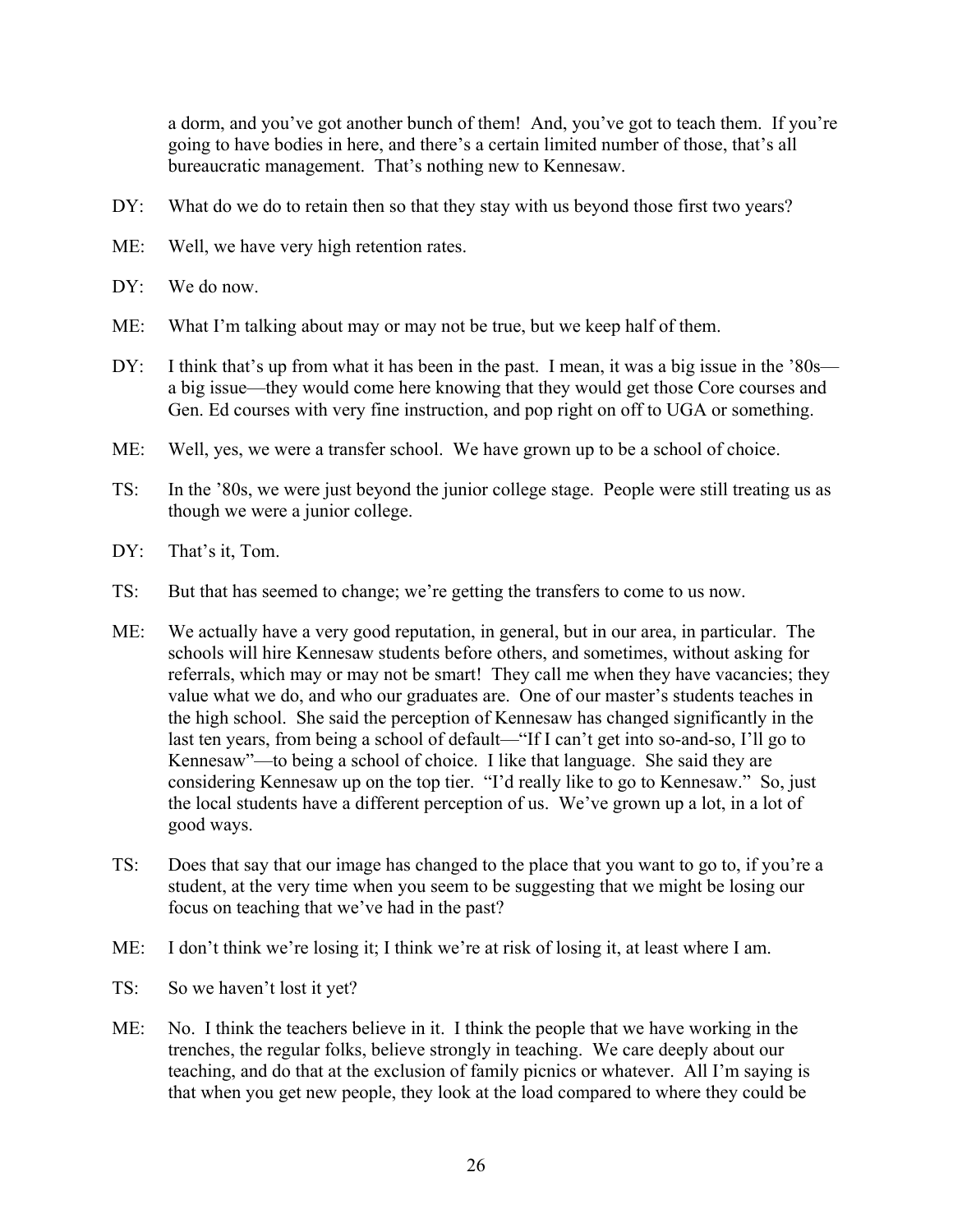a dorm, and you've got another bunch of them! And, you've got to teach them. If you're going to have bodies in here, and there's a certain limited number of those, that's all bureaucratic management. That's nothing new to Kennesaw.

DY: What do we do to retain then so that they stay with us beyond those first two years?

ME: Well, we have very high retention rates.

DY: We do now.

ME: What I'm talking about may or may not be true, but we keep half of them.

DY: I think that's up from what it has been in the past. I mean, it was a big issue in the '80s—a big issue—they would come here knowing that they would get those Core courses and Gen. Ed courses with very fine instruction, and pop right on off to UGA or something.

ME: Well, yes, we were a transfer school. We have grown up to be a school of choice.

TS: In the '80s, we were just beyond the junior college stage. People were still treating us as though we were a junior college.

DY: That's it, Tom.

TS: But that has seemed to change; we're getting the transfers to come to us now.

ME: We actually have a very good reputation, in general, but in our area, in particular. The schools will hire Kennesaw students before others, and sometimes, without asking for referrals, which may or may not be smart! They call me when they have vacancies; they value what we do, and who our graduates are. One of our master's students teaches in the high school. She said the perception of Kennesaw has changed significantly in the last ten years, from being a school of default—"If I can't get into so-and-so, I'll go to Kennesaw"—to being a school of choice. I like that language. She said they are considering Kennesaw up on the top tier. "I'd really like to go to Kennesaw." So, just the local students have a different perception of us. We've grown up a lot, in a lot of good ways.

TS: Does that say that our image has changed to the place that you want to go to, if you're a student, at the very time when you seem to be suggesting that we might be losing our focus on teaching that we've had in the past?

ME: I don't think we're losing it; I think we're at risk of losing it, at least where I am.

TS: So we haven't lost it yet?

ME: No. I think the teachers believe in it. I think the people that we have working in the trenches, the regular folks, believe strongly in teaching. We care deeply about our teaching, and do that at the exclusion of family picnics or whatever. All I'm saying is that when you get new people, they look at the load compared to where they could be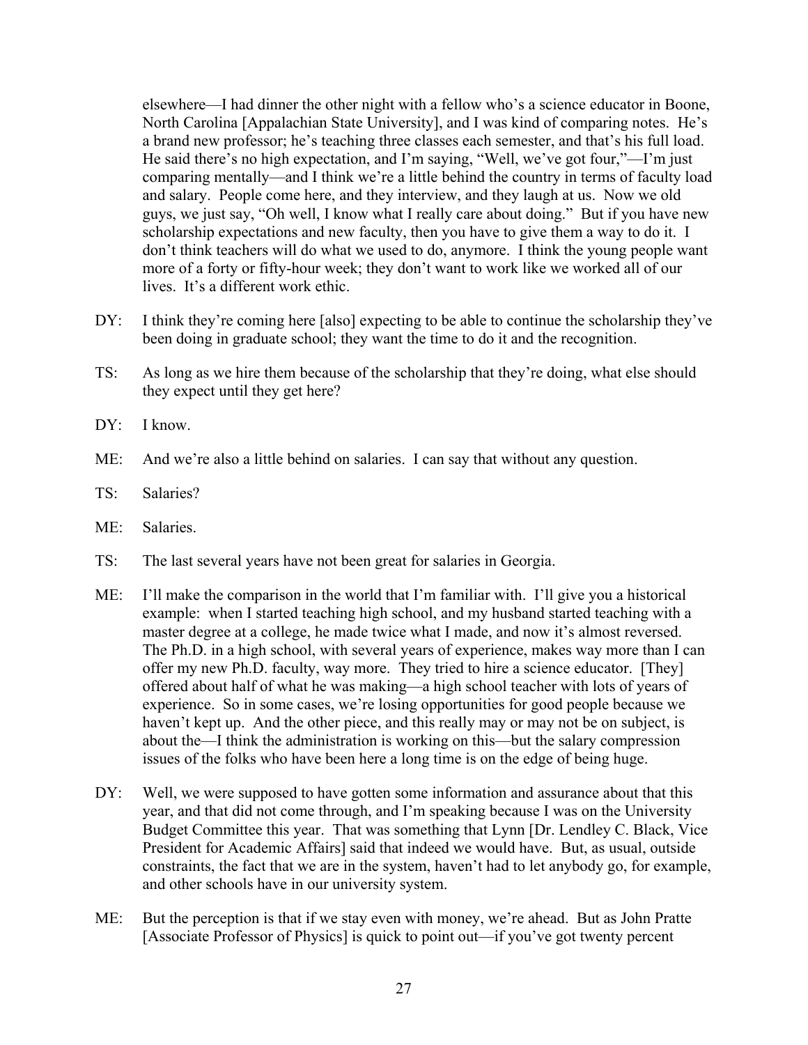elsewhere—I had dinner the other night with a fellow who's a science educator in Boone, North Carolina [Appalachian State University], and I was kind of comparing notes. He's a brand new professor; he's teaching three classes each semester, and that's his full load. He said there's no high expectation, and I'm saying, "Well, we've got four,"—I'm just comparing mentally—and I think we're a little behind the country in terms of faculty load and salary. People come here, and they interview, and they laugh at us. Now we old guys, we just say, "Oh well, I know what I really care about doing." But if you have new scholarship expectations and new faculty, then you have to give them a way to do it. I don't think teachers will do what we used to do, anymore. I think the young people want more of a forty or fifty-hour week; they don't want to work like we worked all of our lives. It's a different work ethic.

DY: I think they're coming here [also] expecting to be able to continue the scholarship they've been doing in graduate school; they want the time to do it and the recognition.

TS: As long as we hire them because of the scholarship that they're doing, what else should they expect until they get here?

DY: I know.

ME: And we're also a little behind on salaries. I can say that without any question.

TS: Salaries?

ME: Salaries.

TS: The last several years have not been great for salaries in Georgia.

ME: I'll make the comparison in the world that I'm familiar with. I'll give you a historical example: when I started teaching high school, and my husband started teaching with a master degree at a college, he made twice what I made, and now it's almost reversed. The Ph.D. in a high school, with several years of experience, makes way more than I can offer my new Ph.D. faculty, way more. They tried to hire a science educator. [They] offered about half of what he was making—a high school teacher with lots of years of experience. So in some cases, we're losing opportunities for good people because we haven't kept up. And the other piece, and this really may or may not be on subject, is about the—I think the administration is working on this—but the salary compression issues of the folks who have been here a long time is on the edge of being huge.

DY: Well, we were supposed to have gotten some information and assurance about that this year, and that did not come through, and I'm speaking because I was on the University Budget Committee this year. That was something that Lynn [Dr. Lendley C. Black, Vice President for Academic Affairs] said that indeed we would have. But, as usual, outside constraints, the fact that we are in the system, haven't had to let anybody go, for example, and other schools have in our university system.

ME: But the perception is that if we stay even with money, we're ahead. But as John Pratte [Associate Professor of Physics] is quick to point out—if you've got twenty percent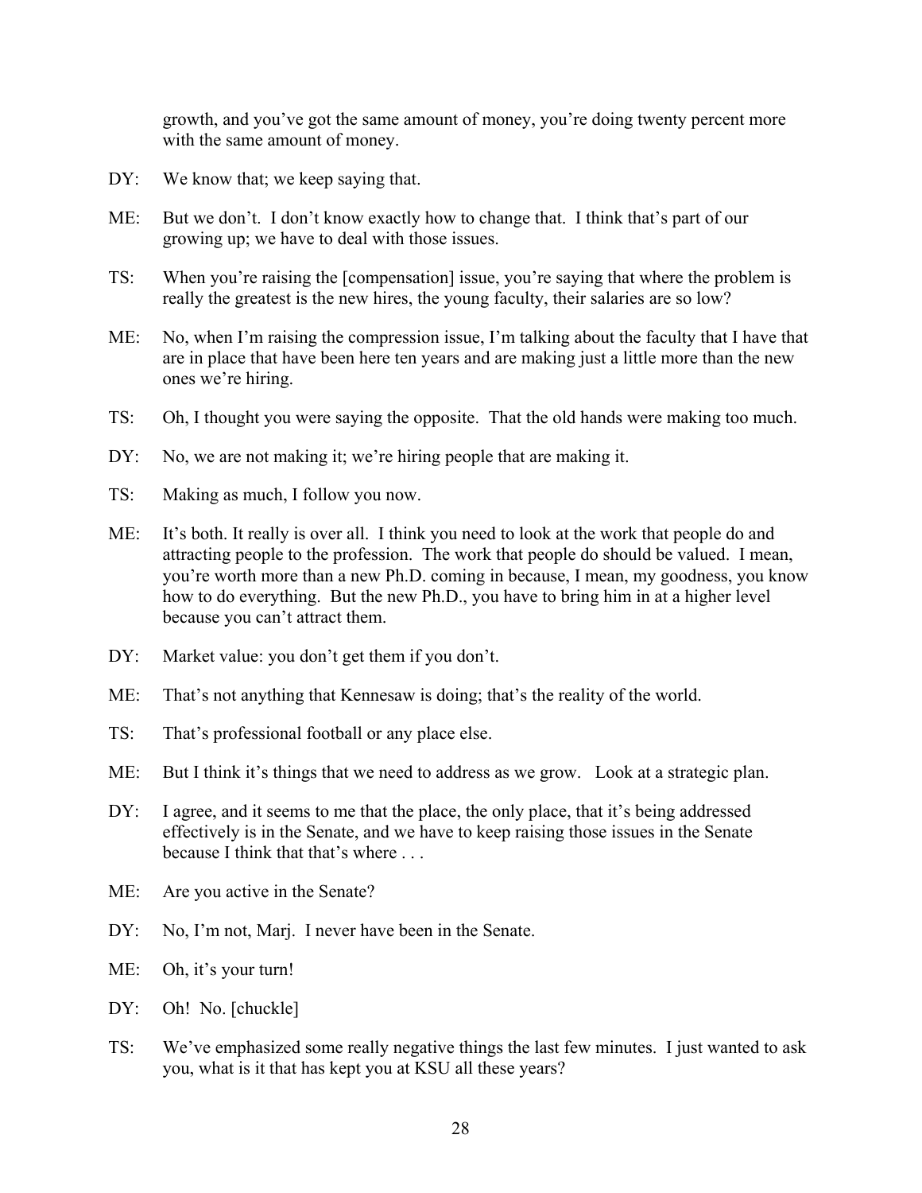growth, and you've got the same amount of money, you're doing twenty percent more with the same amount of money.

DY: We know that; we keep saying that.

ME: But we don't. I don't know exactly how to change that. I think that's part of our growing up; we have to deal with those issues.

TS: When you're raising the [compensation] issue, you're saying that where the problem is really the greatest is the new hires, the young faculty, their salaries are so low?

ME: No, when I'm raising the compression issue, I'm talking about the faculty that I have that are in place that have been here ten years and are making just a little more than the new ones we're hiring.

TS: Oh, I thought you were saying the opposite. That the old hands were making too much.

DY: No, we are not making it; we're hiring people that are making it.

TS: Making as much, I follow you now.

ME: It's both. It really is over all. I think you need to look at the work that people do and attracting people to the profession. The work that people do should be valued. I mean, you're worth more than a new Ph.D. coming in because, I mean, my goodness, you know how to do everything. But the new Ph.D., you have to bring him in at a higher level because you can't attract them.

DY: Market value: you don't get them if you don't.

ME: That's not anything that Kennesaw is doing; that's the reality of the world.

TS: That's professional football or any place else.

ME: But I think it's things that we need to address as we grow. Look at a strategic plan.

DY: I agree, and it seems to me that the place, the only place, that it's being addressed effectively is in the Senate, and we have to keep raising those issues in the Senate because I think that that's where . . .

ME: Are you active in the Senate?

DY: No, I'm not, Marj. I never have been in the Senate.

ME: Oh, it's your turn!

DY: Oh! No. [chuckle]

TS: We've emphasized some really negative things the last few minutes. I just wanted to ask you, what is it that has kept you at KSU all these years?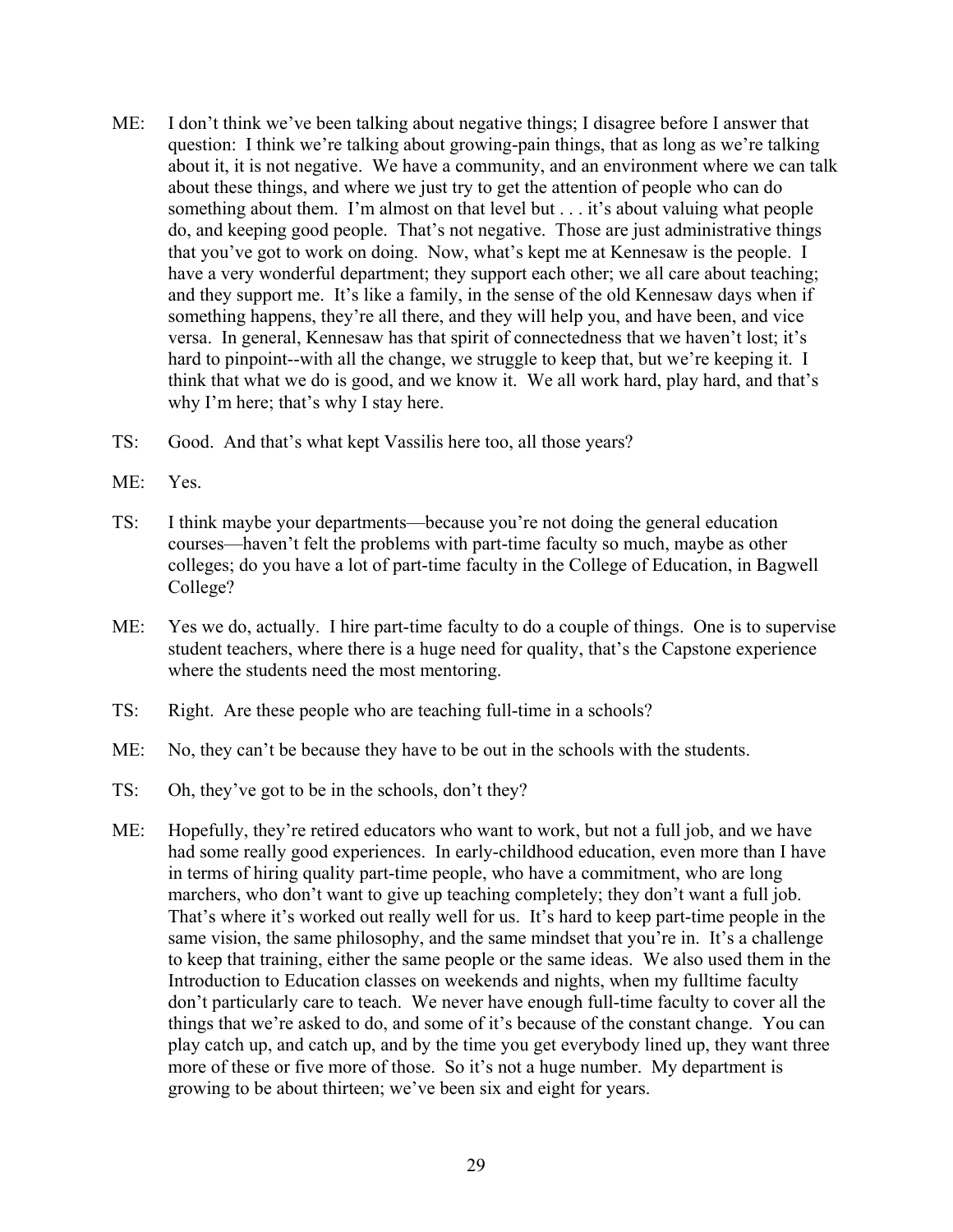ME: I don't think we've been talking about negative things; I disagree before I answer that question: I think we're talking about growing-pain things, that as long as we're talking about it, it is not negative. We have a community, and an environment where we can talk about these things, and where we just try to get the attention of people who can do something about them. I'm almost on that level but . . . it's about valuing what people do, and keeping good people. That's not negative. Those are just administrative things that you've got to work on doing. Now, what's kept me at Kennesaw is the people. I have a very wonderful department; they support each other; we all care about teaching; and they support me. It's like a family, in the sense of the old Kennesaw days when if something happens, they're all there, and they will help you, and have been, and vice versa. In general, Kennesaw has that spirit of connectedness that we haven't lost; it's hard to pinpoint--with all the change, we struggle to keep that, but we're keeping it. I think that what we do is good, and we know it. We all work hard, play hard, and that's why I'm here; that's why I stay here.

TS: Good. And that's what kept Vassilis here too, all those years?

ME: Yes.

TS: I think maybe your departments—because you're not doing the general education courses—haven't felt the problems with part-time faculty so much, maybe as other colleges; do you have a lot of part-time faculty in the College of Education, in Bagwell College?

ME: Yes we do, actually. I hire part-time faculty to do a couple of things. One is to supervise student teachers, where there is a huge need for quality, that's the Capstone experience where the students need the most mentoring.

TS: Right. Are these people who are teaching full-time in a schools?

ME: No, they can't be because they have to be out in the schools with the students.

TS: Oh, they've got to be in the schools, don't they?

ME: Hopefully, they're retired educators who want to work, but not a full job, and we have had some really good experiences. In early-childhood education, even more than I have in terms of hiring quality part-time people, who have a commitment, who are long marchers, who don't want to give up teaching completely; they don't want a full job. That's where it's worked out really well for us. It's hard to keep part-time people in the same vision, the same philosophy, and the same mindset that you're in. It's a challenge to keep that training, either the same people or the same ideas. We also used them in the Introduction to Education classes on weekends and nights, when my fulltime faculty don't particularly care to teach. We never have enough full-time faculty to cover all the things that we're asked to do, and some of it's because of the constant change. You can play catch up, and catch up, and by the time you get everybody lined up, they want three more of these or five more of those. So it's not a huge number. My department is growing to be about thirteen; we've been six and eight for years.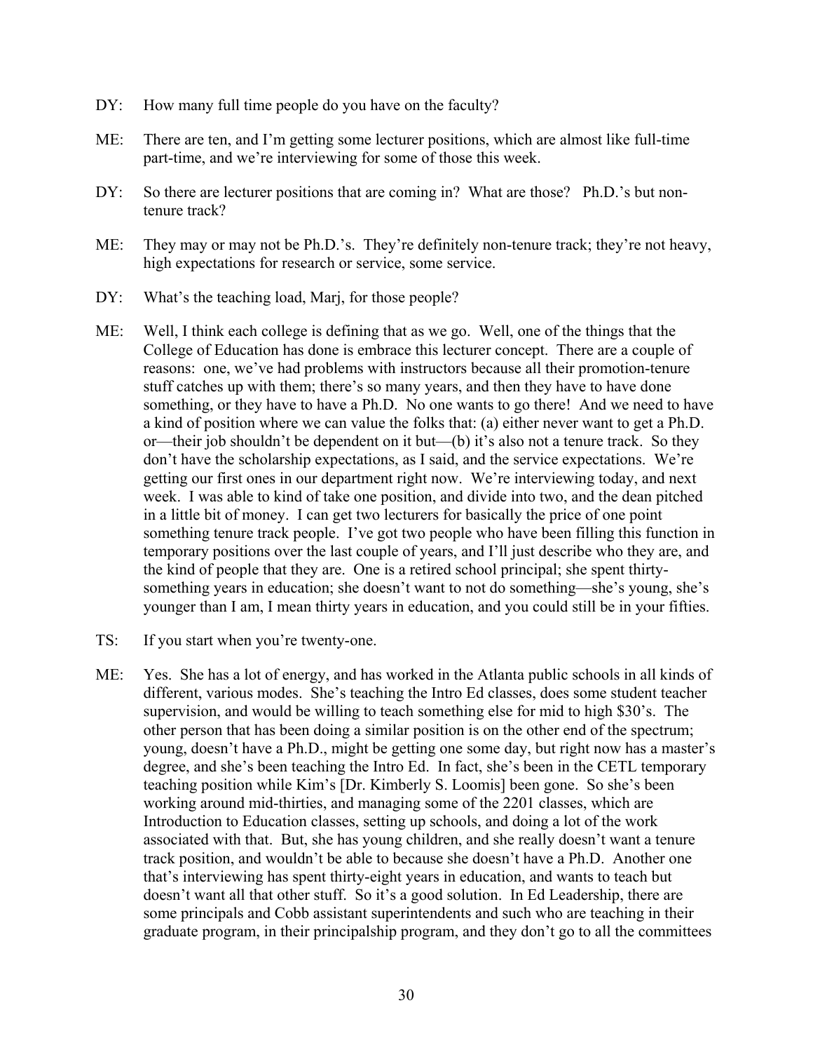DY: How many full time people do you have on the faculty?

ME: There are ten, and I'm getting some lecturer positions, which are almost like full-time part-time, and we're interviewing for some of those this week.

DY: So there are lecturer positions that are coming in? What are those? Ph.D.'s but non-tenure track?

ME: They may or may not be Ph.D.'s. They're definitely non-tenure track; they're not heavy, high expectations for research or service, some service.

DY: What's the teaching load, Marj, for those people?

ME: Well, I think each college is defining that as we go. Well, one of the things that the College of Education has done is embrace this lecturer concept. There are a couple of reasons: one, we've had problems with instructors because all their promotion-tenure stuff catches up with them; there's so many years, and then they have to have done something, or they have to have a Ph.D. No one wants to go there! And we need to have a kind of position where we can value the folks that: (a) either never want to get a Ph.D. or—their job shouldn't be dependent on it but—(b) it's also not a tenure track. So they don't have the scholarship expectations, as I said, and the service expectations. We're getting our first ones in our department right now. We're interviewing today, and next week. I was able to kind of take one position, and divide into two, and the dean pitched in a little bit of money. I can get two lecturers for basically the price of one point something tenure track people. I've got two people who have been filling this function in temporary positions over the last couple of years, and I'll just describe who they are, and the kind of people that they are. One is a retired school principal; she spent thirty-something years in education; she doesn't want to not do something—she's young, she's younger than I am, I mean thirty years in education, and you could still be in your fifties.

TS: If you start when you're twenty-one.

ME: Yes. She has a lot of energy, and has worked in the Atlanta public schools in all kinds of different, various modes. She's teaching the Intro Ed classes, does some student teacher supervision, and would be willing to teach something else for mid to high $30's. The other person that has been doing a similar position is on the other end of the spectrum; young, doesn't have a Ph.D., might be getting one some day, but right now has a master's degree, and she's been teaching the Intro Ed. In fact, she's been in the CETL temporary teaching position while Kim's [Dr. Kimberly S. Loomis] been gone. So she's been working around mid-thirties, and managing some of the 2201 classes, which are Introduction to Education classes, setting up schools, and doing a lot of the work associated with that. But, she has young children, and she really doesn't want a tenure track position, and wouldn't be able to because she doesn't have a Ph.D. Another one that's interviewing has spent thirty-eight years in education, and wants to teach but doesn't want all that other stuff. So it's a good solution. In Ed Leadership, there are some principals and Cobb assistant superintendents and such who are teaching in their graduate program, in their principalship program, and they don't go to all the committees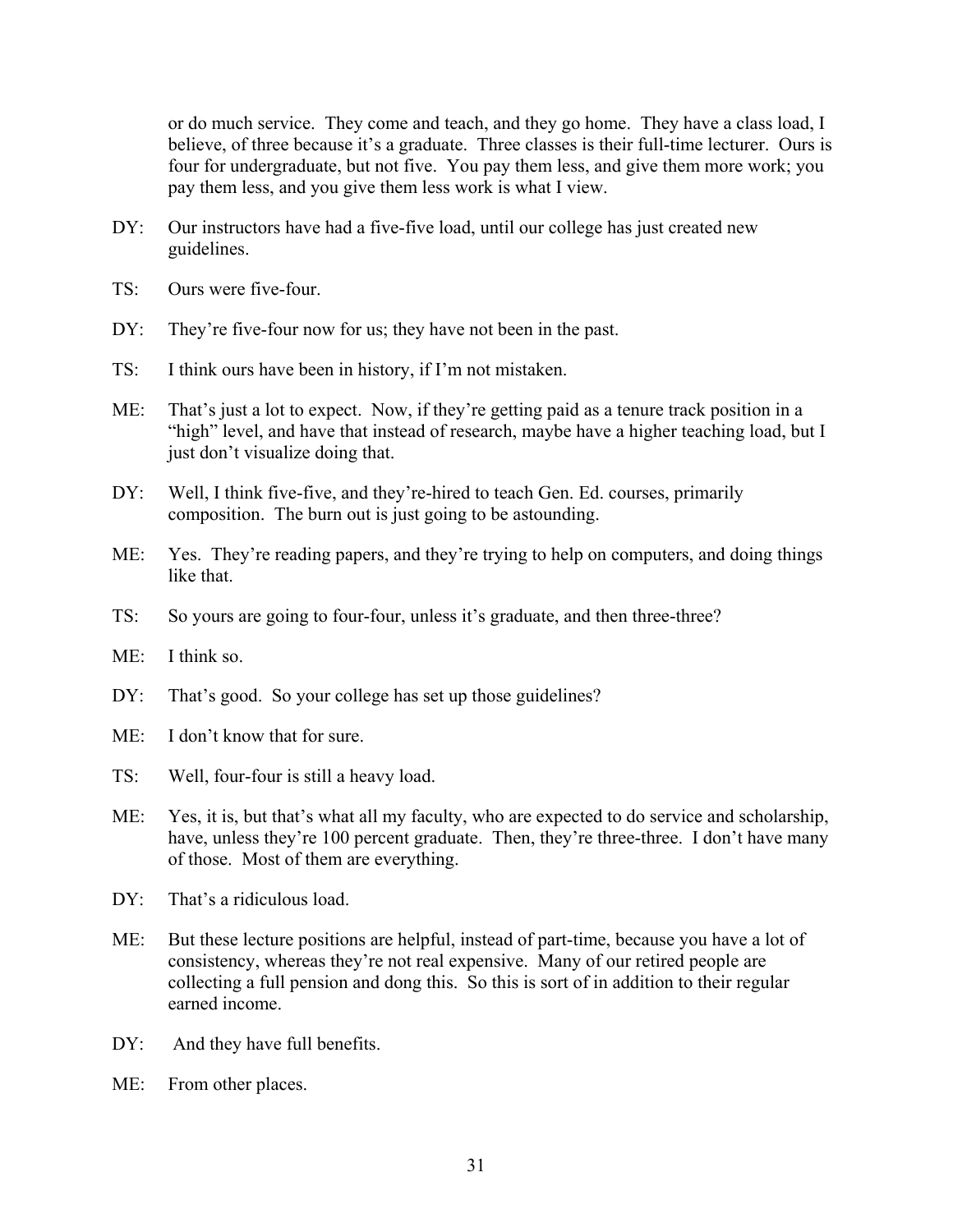or do much service. They come and teach, and they go home. They have a class load, I believe, of three because it's a graduate. Three classes is their full-time lecturer. Ours is four for undergraduate, but not five. You pay them less, and give them more work; you pay them less, and you give them less work is what I view.

DY: Our instructors have had a five-five load, until our college has just created new guidelines.

TS: Ours were five-four.

DY: They're five-four now for us; they have not been in the past.

TS: I think ours have been in history, if I'm not mistaken.

ME: That's just a lot to expect. Now, if they're getting paid as a tenure track position in a "high" level, and have that instead of research, maybe have a higher teaching load, but I just don't visualize doing that.

DY: Well, I think five-five, and they're-hired to teach Gen. Ed. courses, primarily composition. The burn out is just going to be astounding.

ME: Yes. They're reading papers, and they're trying to help on computers, and doing things like that.

TS: So yours are going to four-four, unless it's graduate, and then three-three?

ME: I think so.

DY: That's good. So your college has set up those guidelines?

ME: I don't know that for sure.

TS: Well, four-four is still a heavy load.

ME: Yes, it is, but that's what all my faculty, who are expected to do service and scholarship, have, unless they're 100 percent graduate. Then, they're three-three. I don't have many of those. Most of them are everything.

DY: That's a ridiculous load.

ME: But these lecture positions are helpful, instead of part-time, because you have a lot of consistency, whereas they're not real expensive. Many of our retired people are collecting a full pension and dong this. So this is sort of in addition to their regular earned income.

DY: And they have full benefits.

ME: From other places.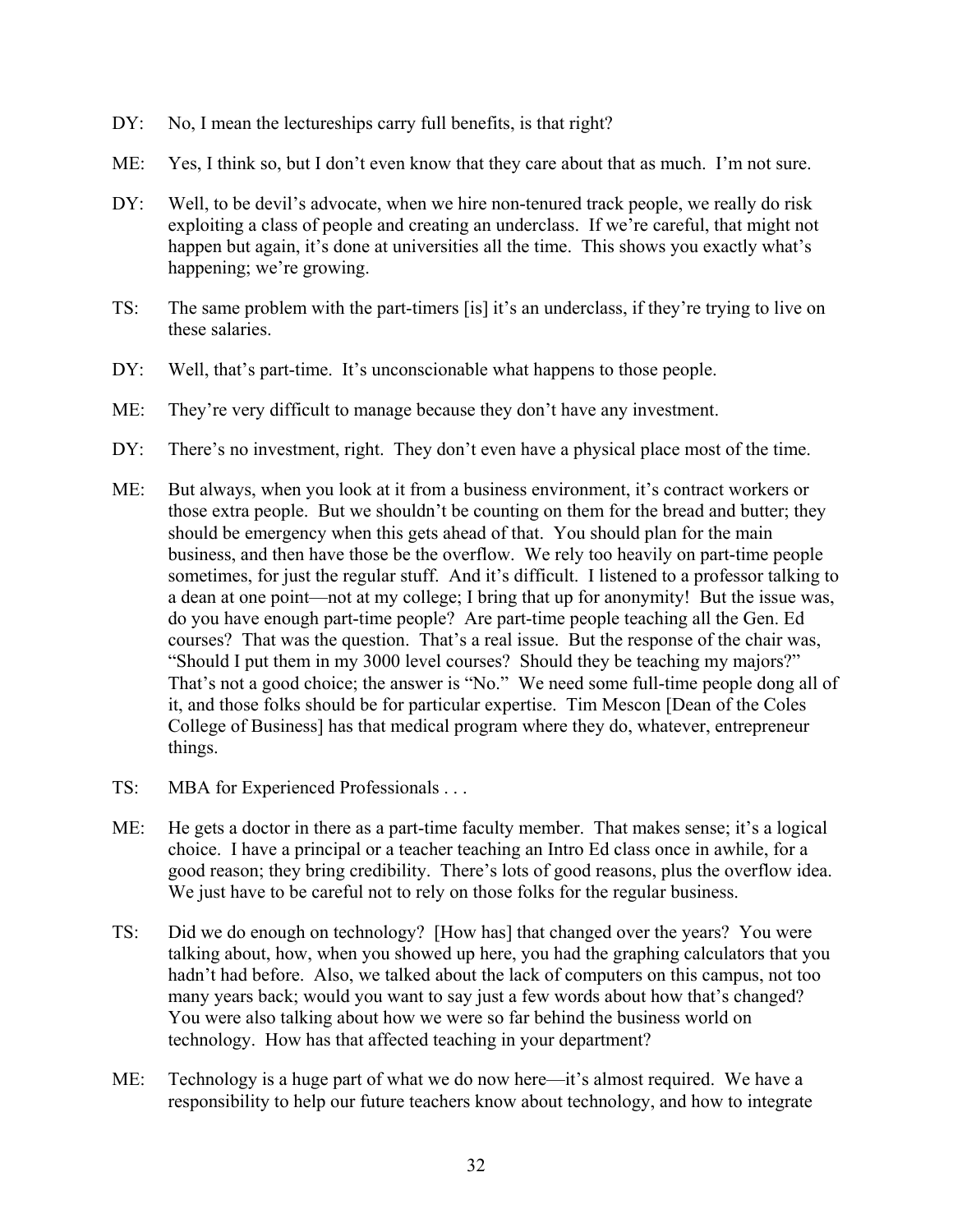DY: No, I mean the lectureships carry full benefits, is that right?

ME: Yes, I think so, but I don't even know that they care about that as much. I'm not sure.

DY: Well, to be devil's advocate, when we hire non-tenured track people, we really do risk exploiting a class of people and creating an underclass. If we're careful, that might not happen but again, it's done at universities all the time. This shows you exactly what's happening; we're growing.

TS: The same problem with the part-timers [is] it's an underclass, if they're trying to live on these salaries.

DY: Well, that's part-time. It's unconscionable what happens to those people.

ME: They're very difficult to manage because they don't have any investment.

DY: There's no investment, right. They don't even have a physical place most of the time.

ME: But always, when you look at it from a business environment, it's contract workers or those extra people. But we shouldn't be counting on them for the bread and butter; they should be emergency when this gets ahead of that. You should plan for the main business, and then have those be the overflow. We rely too heavily on part-time people sometimes, for just the regular stuff. And it's difficult. I listened to a professor talking to a dean at one point—not at my college; I bring that up for anonymity! But the issue was, do you have enough part-time people? Are part-time people teaching all the Gen. Ed courses? That was the question. That's a real issue. But the response of the chair was, "Should I put them in my 3000 level courses? Should they be teaching my majors?" That's not a good choice; the answer is "No." We need some full-time people dong all of it, and those folks should be for particular expertise. Tim Mescon [Dean of the Coles College of Business] has that medical program where they do, whatever, entrepreneur things.

TS: MBA for Experienced Professionals . . .

ME: He gets a doctor in there as a part-time faculty member. That makes sense; it's a logical choice. I have a principal or a teacher teaching an Intro Ed class once in awhile, for a good reason; they bring credibility. There's lots of good reasons, plus the overflow idea. We just have to be careful not to rely on those folks for the regular business.

TS: Did we do enough on technology? [How has] that changed over the years? You were talking about, how, when you showed up here, you had the graphing calculators that you hadn't had before. Also, we talked about the lack of computers on this campus, not too many years back; would you want to say just a few words about how that's changed? You were also talking about how we were so far behind the business world on technology. How has that affected teaching in your department?

ME: Technology is a huge part of what we do now here—it's almost required. We have a responsibility to help our future teachers know about technology, and how to integrate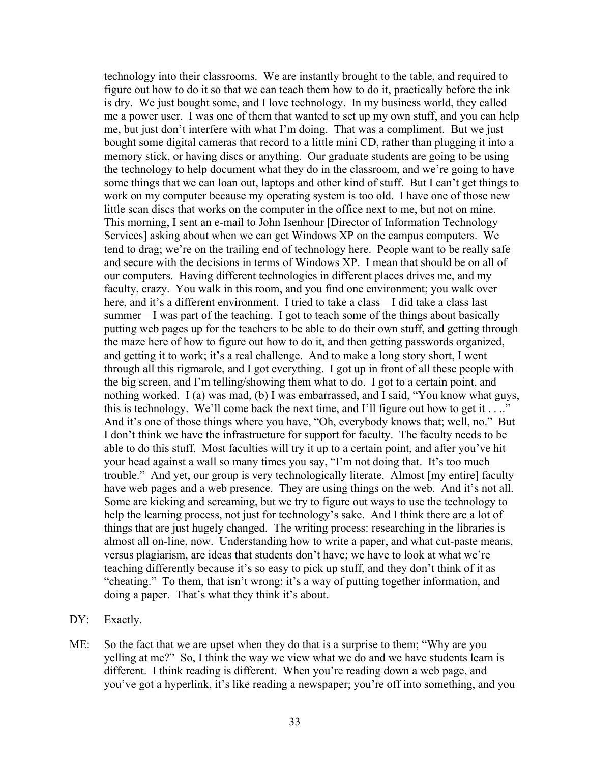technology into their classrooms. We are instantly brought to the table, and required to figure out how to do it so that we can teach them how to do it, practically before the ink is dry. We just bought some, and I love technology. In my business world, they called me a power user. I was one of them that wanted to set up my own stuff, and you can help me, but just don't interfere with what I'm doing. That was a compliment. But we just bought some digital cameras that record to a little mini CD, rather than plugging it into a memory stick, or having discs or anything. Our graduate students are going to be using the technology to help document what they do in the classroom, and we're going to have some things that we can loan out, laptops and other kind of stuff. But I can't get things to work on my computer because my operating system is too old. I have one of those new little scan discs that works on the computer in the office next to me, but not on mine. This morning, I sent an e-mail to John Isenhour [Director of Information Technology Services] asking about when we can get Windows XP on the campus computers. We tend to drag; we're on the trailing end of technology here. People want to be really safe and secure with the decisions in terms of Windows XP. I mean that should be on all of our computers. Having different technologies in different places drives me, and my faculty, crazy. You walk in this room, and you find one environment; you walk over here, and it's a different environment. I tried to take a class—I did take a class last summer—I was part of the teaching. I got to teach some of the things about basically putting web pages up for the teachers to be able to do their own stuff, and getting through the maze here of how to figure out how to do it, and then getting passwords organized, and getting it to work; it's a real challenge. And to make a long story short, I went through all this rigmarole, and I got everything. I got up in front of all these people with the big screen, and I'm telling/showing them what to do. I got to a certain point, and nothing worked. I (a) was mad, (b) I was embarrassed, and I said, "You know what guys, this is technology. We'll come back the next time, and I'll figure out how to get it . . .." And it's one of those things where you have, "Oh, everybody knows that; well, no." But I don't think we have the infrastructure for support for faculty. The faculty needs to be able to do this stuff. Most faculties will try it up to a certain point, and after you've hit your head against a wall so many times you say, "I'm not doing that. It's too much trouble." And yet, our group is very technologically literate. Almost [my entire] faculty have web pages and a web presence. They are using things on the web. And it's not all. Some are kicking and screaming, but we try to figure out ways to use the technology to help the learning process, not just for technology's sake. And I think there are a lot of things that are just hugely changed. The writing process: researching in the libraries is almost all on-line, now. Understanding how to write a paper, and what cut-paste means, versus plagiarism, are ideas that students don't have; we have to look at what we're teaching differently because it's so easy to pick up stuff, and they don't think of it as "cheating." To them, that isn't wrong; it's a way of putting together information, and doing a paper. That's what they think it's about.

DY: Exactly.

ME: So the fact that we are upset when they do that is a surprise to them; "Why are you yelling at me?" So, I think the way we view what we do and we have students learn is different. I think reading is different. When you're reading down a web page, and you've got a hyperlink, it's like reading a newspaper; you're off into something, and you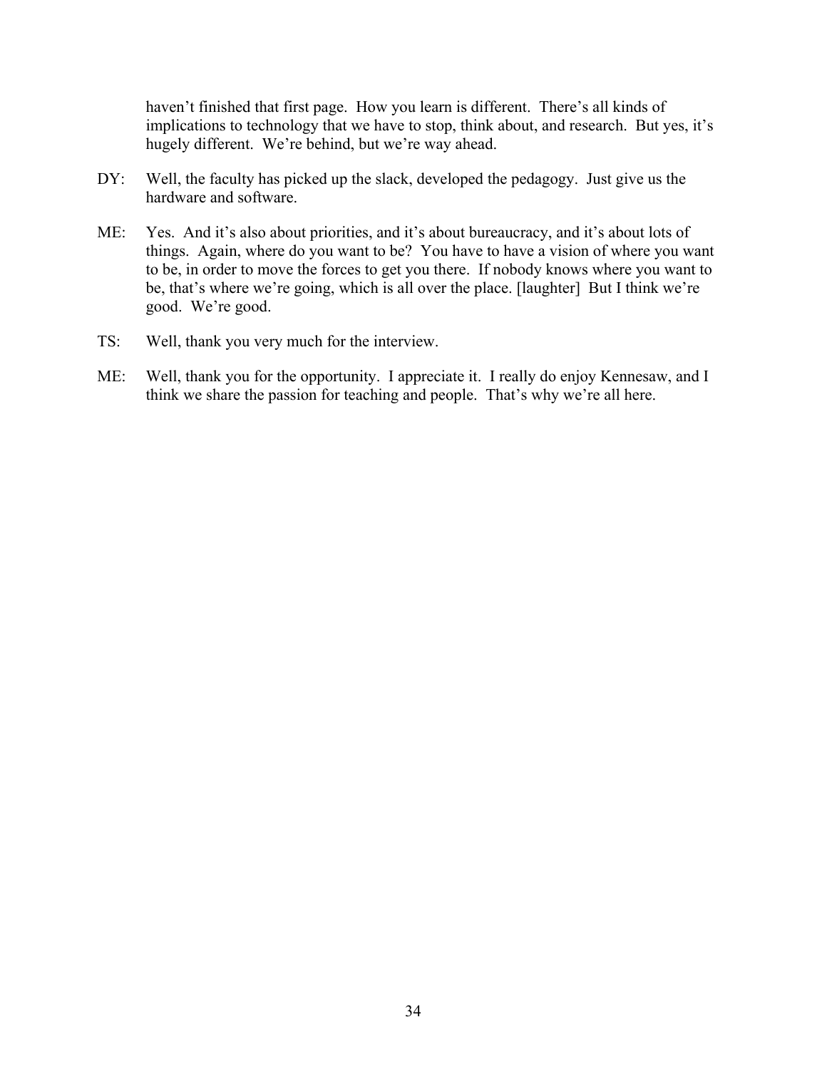haven't finished that first page. How you learn is different. There's all kinds of implications to technology that we have to stop, think about, and research. But yes, it's hugely different. We're behind, but we're way ahead.

DY: Well, the faculty has picked up the slack, developed the pedagogy. Just give us the hardware and software.

ME: Yes. And it's also about priorities, and it's about bureaucracy, and it's about lots of things. Again, where do you want to be? You have to have a vision of where you want to be, in order to move the forces to get you there. If nobody knows where you want to be, that's where we're going, which is all over the place. [laughter] But I think we're good. We're good.

TS: Well, thank you very much for the interview.

ME: Well, thank you for the opportunity. I appreciate it. I really do enjoy Kennesaw, and I think we share the passion for teaching and people. That's why we're all here.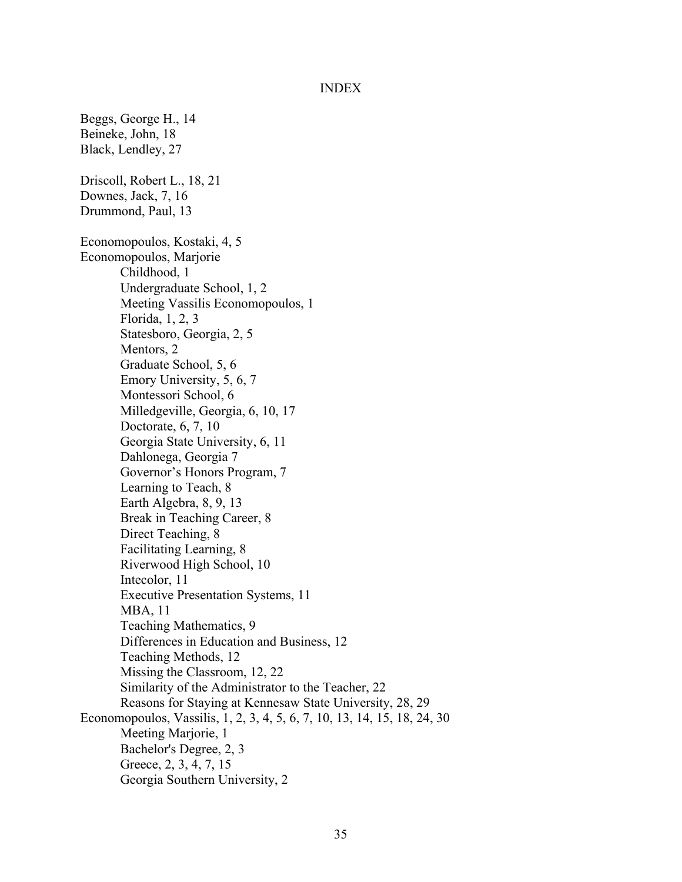# INDEX

Beggs, George H., 14
Beineke, John, 18
Black, Lendley, 27

Driscoll, Robert L., 18, 21
Downes, Jack, 7, 16
Drummond, Paul, 13

Economopoulos, Kostaki, 4, 5
Economopoulos, Marjorie
- Childhood, 1
- Undergraduate School, 1, 2
- Meeting Vassilis Economopoulos, 1
- Florida, 1, 2, 3
- Statesboro, Georgia, 2, 5
- Mentors, 2
- Graduate School, 5, 6
- Emory University, 5, 6, 7
- Montessori School, 6
- Milledgeville, Georgia, 6, 10, 17
- Doctorate, 6, 7, 10
- Georgia State University, 6, 11
- Dahlonega, Georgia 7
- Governor's Honors Program, 7
- Learning to Teach, 8
- Earth Algebra, 8, 9, 13
- Break in Teaching Career, 8
- Direct Teaching, 8
- Facilitating Learning, 8
- Riverwood High School, 10
- Intecolor, 11
- Executive Presentation Systems, 11
- MBA, 11
- Teaching Mathematics, 9
- Differences in Education and Business, 12
- Teaching Methods, 12
- Missing the Classroom, 12, 22
- Similarity of the Administrator to the Teacher, 22
- Reasons for Staying at Kennesaw State University, 28, 29

Economopoulos, Vassilis, 1, 2, 3, 4, 5, 6, 7, 10, 13, 14, 15, 18, 24, 30
- Meeting Marjorie, 1
- Bachelor's Degree, 2, 3
- Greece, 2, 3, 4, 7, 15
- Georgia Southern University, 2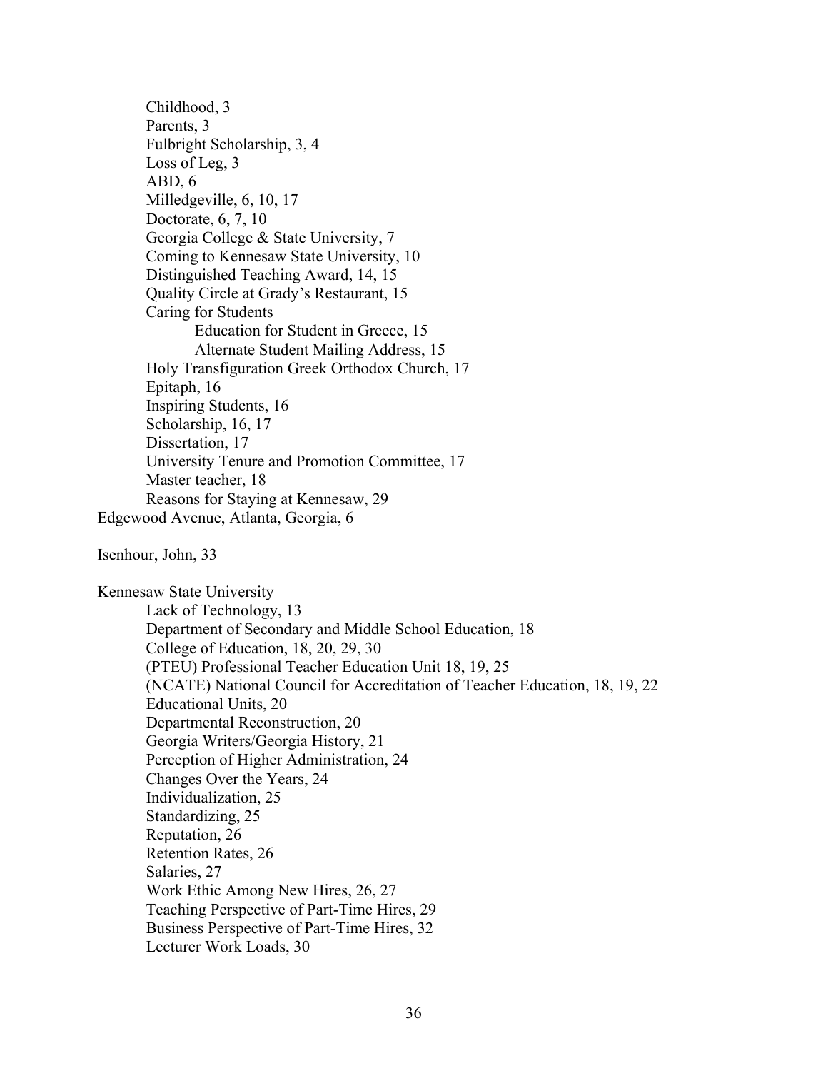- Childhood, 3
- Parents, 3
- Fulbright Scholarship, 3, 4
- Loss of Leg, 3
- ABD, 6
- Milledgeville, 6, 10, 17
- Doctorate, 6, 7, 10
- Georgia College & State University, 7
- Coming to Kennesaw State University, 10
- Distinguished Teaching Award, 14, 15
- Quality Circle at Grady's Restaurant, 15
- Caring for Students
    - Education for Student in Greece, 15
    - Alternate Student Mailing Address, 15
- Holy Transfiguration Greek Orthodox Church, 17
- Epitaph, 16
- Inspiring Students, 16
- Scholarship, 16, 17
- Dissertation, 17
- University Tenure and Promotion Committee, 17
- Master teacher, 18
- Reasons for Staying at Kennesaw, 29

Edgewood Avenue, Atlanta, Georgia, 6

Isenhour, John, 33

Kennesaw State University

- Lack of Technology, 13
- Department of Secondary and Middle School Education, 18
- College of Education, 18, 20, 29, 30
- (PTEU) Professional Teacher Education Unit 18, 19, 25
- (NCATE) National Council for Accreditation of Teacher Education, 18, 19, 22
- Educational Units, 20
- Departmental Reconstruction, 20
- Georgia Writers/Georgia History, 21
- Perception of Higher Administration, 24
- Changes Over the Years, 24
- Individualization, 25
- Standardizing, 25
- Reputation, 26
- Retention Rates, 26
- Salaries, 27
- Work Ethic Among New Hires, 26, 27
- Teaching Perspective of Part-Time Hires, 29
- Business Perspective of Part-Time Hires, 32
- Lecturer Work Loads, 30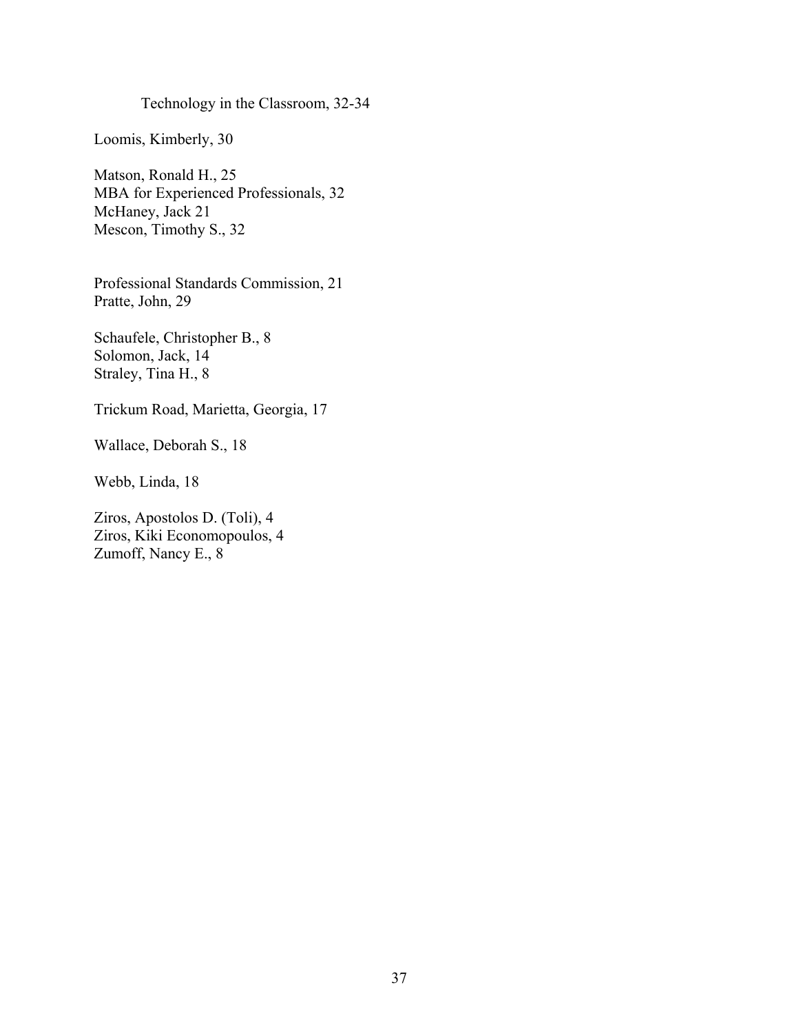Technology in the Classroom, 32-34

Loomis, Kimberly, 30

Matson, Ronald H., 25  
MBA for Experienced Professionals, 32  
McHaney, Jack 21  
Mescon, Timothy S., 32

Professional Standards Commission, 21  
Pratte, John, 29

Schaufele, Christopher B., 8  
Solomon, Jack, 14  
Straley, Tina H., 8

Trickum Road, Marietta, Georgia, 17

Wallace, Deborah S., 18

Webb, Linda, 18

Ziros, Apostolos D. (Toli), 4  
Ziros, Kiki Economopoulos, 4  
Zumoff, Nancy E., 8